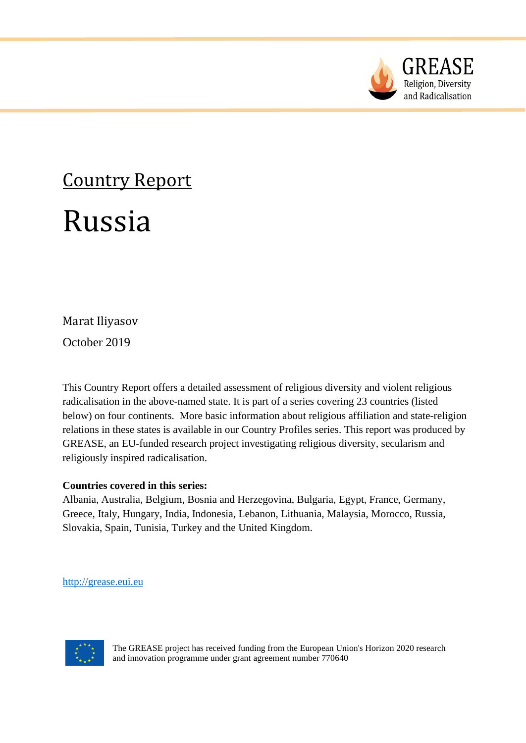GREASE
Religion, Diversity and Radicalisation

Country Report

# Russia

Marat Iliyasov

October 2019

This Country Report offers a detailed assessment of religious diversity and violent religious radicalisation in the above-named state. It is part of a series covering 23 countries (listed below) on four continents. More basic information about religious affiliation and state-religion relations in these states is available in our Country Profiles series. This report was produced by GREASE, an EU-funded research project investigating religious diversity, secularism and religiously inspired radicalisation.

**Countries covered in this series:**
Albania, Australia, Belgium, Bosnia and Herzegovina, Bulgaria, Egypt, France, Germany, Greece, Italy, Hungary, India, Indonesia, Lebanon, Lithuania, Malaysia, Morocco, Russia, Slovakia, Spain, Tunisia, Turkey and the United Kingdom.

http://grease.eui.eu

The GREASE project has received funding from the European Union's Horizon 2020 research and innovation programme under grant agreement number 770640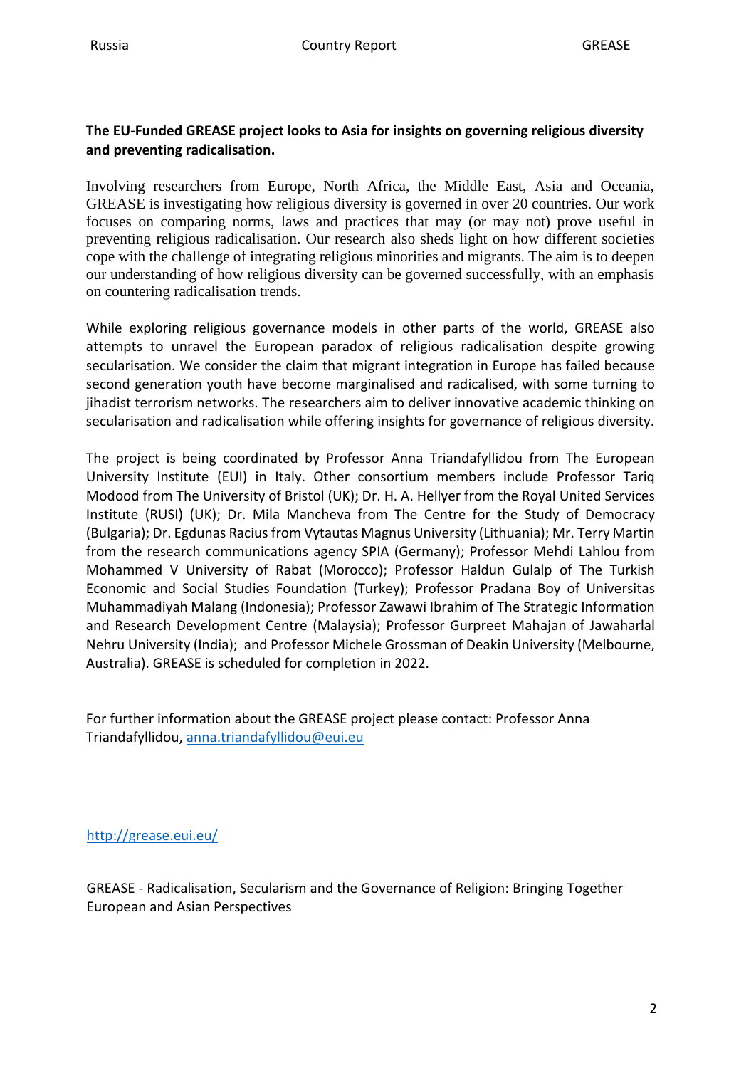**The EU-Funded GREASE project looks to Asia for insights on governing religious diversity and preventing radicalisation.**

Involving researchers from Europe, North Africa, the Middle East, Asia and Oceania, GREASE is investigating how religious diversity is governed in over 20 countries. Our work focuses on comparing norms, laws and practices that may (or may not) prove useful in preventing religious radicalisation. Our research also sheds light on how different societies cope with the challenge of integrating religious minorities and migrants. The aim is to deepen our understanding of how religious diversity can be governed successfully, with an emphasis on countering radicalisation trends.

While exploring religious governance models in other parts of the world, GREASE also attempts to unravel the European paradox of religious radicalisation despite growing secularisation. We consider the claim that migrant integration in Europe has failed because second generation youth have become marginalised and radicalised, with some turning to jihadist terrorism networks. The researchers aim to deliver innovative academic thinking on secularisation and radicalisation while offering insights for governance of religious diversity.

The project is being coordinated by Professor Anna Triandafyllidou from The European University Institute (EUI) in Italy. Other consortium members include Professor Tariq Modood from The University of Bristol (UK); Dr. H. A. Hellyer from the Royal United Services Institute (RUSI) (UK); Dr. Mila Mancheva from The Centre for the Study of Democracy (Bulgaria); Dr. Egdunas Racius from Vytautas Magnus University (Lithuania); Mr. Terry Martin from the research communications agency SPIA (Germany); Professor Mehdi Lahlou from Mohammed V University of Rabat (Morocco); Professor Haldun Gulalp of The Turkish Economic and Social Studies Foundation (Turkey); Professor Pradana Boy of Universitas Muhammadiyah Malang (Indonesia); Professor Zawawi Ibrahim of The Strategic Information and Research Development Centre (Malaysia); Professor Gurpreet Mahajan of Jawaharlal Nehru University (India); and Professor Michele Grossman of Deakin University (Melbourne, Australia). GREASE is scheduled for completion in 2022.

For further information about the GREASE project please contact: Professor Anna Triandafyllidou, anna.triandafyllidou@eui.eu

http://grease.eui.eu/

GREASE - Radicalisation, Secularism and the Governance of Religion: Bringing Together European and Asian Perspectives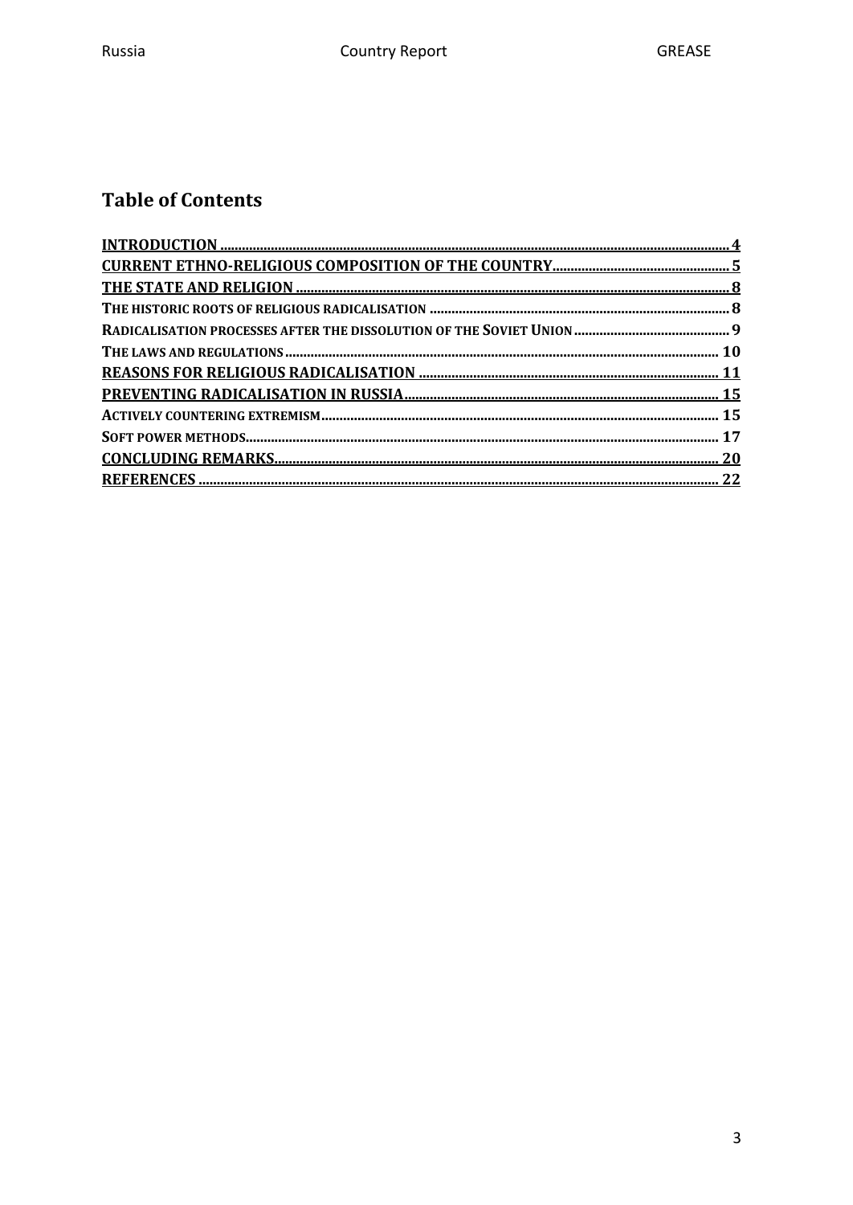## Table of Contents

- INTRODUCTION ..... 4
- CURRENT ETHNO-RELIGIOUS COMPOSITION OF THE COUNTRY ..... 5
- THE STATE AND RELIGION ..... 8
  - THE HISTORIC ROOTS OF RELIGIOUS RADICALISATION ..... 8
  - RADICALISATION PROCESSES AFTER THE DISSOLUTION OF THE SOVIET UNION ..... 9
  - THE LAWS AND REGULATIONS ..... 10
- REASONS FOR RELIGIOUS RADICALISATION ..... 11
- PREVENTING RADICALISATION IN RUSSIA ..... 15
  - ACTIVELY COUNTERING EXTREMISM ..... 15
  - SOFT POWER METHODS ..... 17
- CONCLUDING REMARKS ..... 20
- REFERENCES ..... 22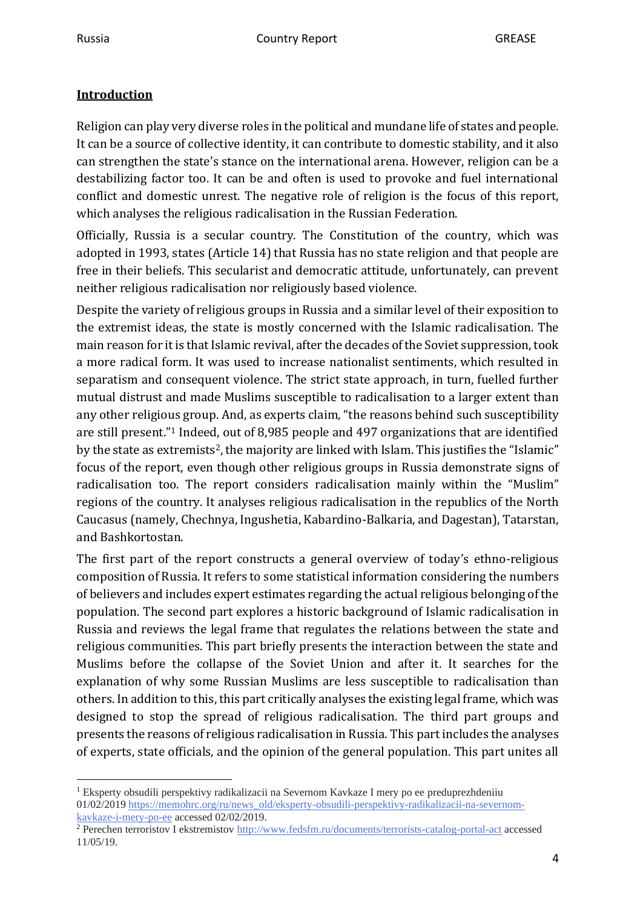## Introduction

Religion can play very diverse roles in the political and mundane life of states and people. It can be a source of collective identity, it can contribute to domestic stability, and it also can strengthen the state's stance on the international arena. However, religion can be a destabilizing factor too. It can be and often is used to provoke and fuel international conflict and domestic unrest. The negative role of religion is the focus of this report, which analyses the religious radicalisation in the Russian Federation.

Officially, Russia is a secular country. The Constitution of the country, which was adopted in 1993, states (Article 14) that Russia has no state religion and that people are free in their beliefs. This secularist and democratic attitude, unfortunately, can prevent neither religious radicalisation nor religiously based violence.

Despite the variety of religious groups in Russia and a similar level of their exposition to the extremist ideas, the state is mostly concerned with the Islamic radicalisation. The main reason for it is that Islamic revival, after the decades of the Soviet suppression, took a more radical form. It was used to increase nationalist sentiments, which resulted in separatism and consequent violence. The strict state approach, in turn, fuelled further mutual distrust and made Muslims susceptible to radicalisation to a larger extent than any other religious group. And, as experts claim, "the reasons behind such susceptibility are still present."[1] Indeed, out of 8,985 people and 497 organizations that are identified by the state as extremists[2], the majority are linked with Islam. This justifies the "Islamic" focus of the report, even though other religious groups in Russia demonstrate signs of radicalisation too. The report considers radicalisation mainly within the "Muslim" regions of the country. It analyses religious radicalisation in the republics of the North Caucasus (namely, Chechnya, Ingushetia, Kabardino-Balkaria, and Dagestan), Tatarstan, and Bashkortostan.

The first part of the report constructs a general overview of today's ethno-religious composition of Russia. It refers to some statistical information considering the numbers of believers and includes expert estimates regarding the actual religious belonging of the population. The second part explores a historic background of Islamic radicalisation in Russia and reviews the legal frame that regulates the relations between the state and religious communities. This part briefly presents the interaction between the state and Muslims before the collapse of the Soviet Union and after it. It searches for the explanation of why some Russian Muslims are less susceptible to radicalisation than others. In addition to this, this part critically analyses the existing legal frame, which was designed to stop the spread of religious radicalisation. The third part groups and presents the reasons of religious radicalisation in Russia. This part includes the analyses of experts, state officials, and the opinion of the general population. This part unites all

---

[1] Eksperty obsudili perspektivy radikalizacii na Severnom Kavkaze I mery po ee preduprezhdeniiu 01/02/2019 https://memohrc.org/ru/news_old/eksperty-obsudili-perspektivy-radikalizacii-na-severnom-kavkaze-i-mery-po-ee accessed 02/02/2019.

[2] Perechen terroristov I ekstremistov http://www.fedsfm.ru/documents/terrorists-catalog-portal-act accessed 11/05/19.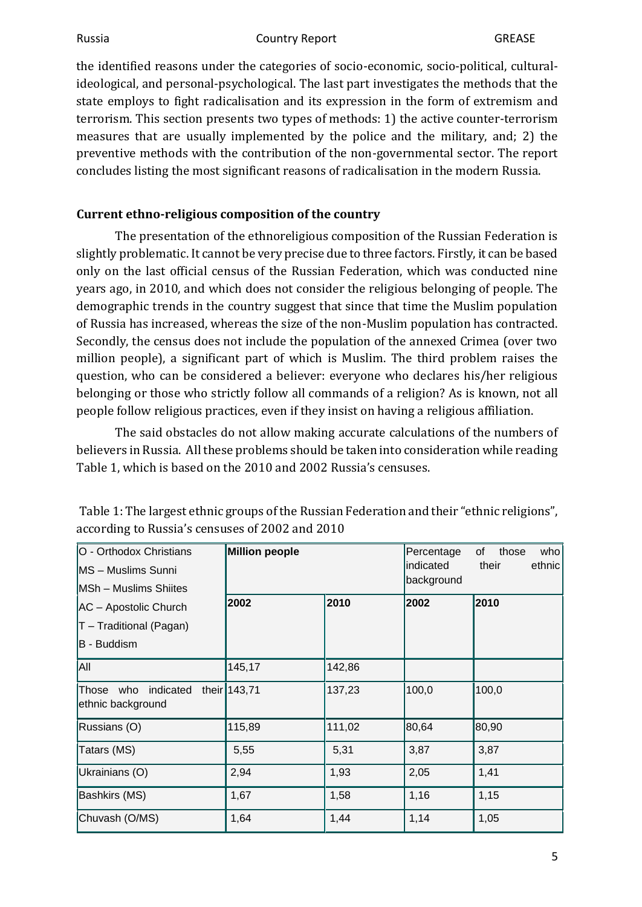the identified reasons under the categories of socio-economic, socio-political, cultural-ideological, and personal-psychological. The last part investigates the methods that the state employs to fight radicalisation and its expression in the form of extremism and terrorism. This section presents two types of methods: 1) the active counter-terrorism measures that are usually implemented by the police and the military, and; 2) the preventive methods with the contribution of the non-governmental sector. The report concludes listing the most significant reasons of radicalisation in the modern Russia.

**Current ethno-religious composition of the country**

The presentation of the ethnoreligious composition of the Russian Federation is slightly problematic. It cannot be very precise due to three factors. Firstly, it can be based only on the last official census of the Russian Federation, which was conducted nine years ago, in 2010, and which does not consider the religious belonging of people. The demographic trends in the country suggest that since that time the Muslim population of Russia has increased, whereas the size of the non-Muslim population has contracted. Secondly, the census does not include the population of the annexed Crimea (over two million people), a significant part of which is Muslim. The third problem raises the question, who can be considered a believer: everyone who declares his/her religious belonging or those who strictly follow all commands of a religion? As is known, not all people follow religious practices, even if they insist on having a religious affiliation.

The said obstacles do not allow making accurate calculations of the numbers of believers in Russia. All these problems should be taken into consideration while reading Table 1, which is based on the 2010 and 2002 Russia's censuses.

Table 1: The largest ethnic groups of the Russian Federation and their "ethnic religions", according to Russia's censuses of 2002 and 2010

| O - Orthodox Christians<br>MS – Muslims Sunni<br>MSh – Muslims Shiites<br>AC – Apostolic Church<br>T – Traditional (Pagan)<br>B - Buddism | **Million people** | | Percentage of those who indicated their ethnic background | |
|---|---|---|---|---|
| | **2002** | **2010** | **2002** | **2010** |
| All | 145,17 | 142,86 | | |
| Those who indicated their ethnic background | 143,71 | 137,23 | 100,0 | 100,0 |
| Russians (O) | 115,89 | 111,02 | 80,64 | 80,90 |
| Tatars (MS) | 5,55 | 5,31 | 3,87 | 3,87 |
| Ukrainians (O) | 2,94 | 1,93 | 2,05 | 1,41 |
| Bashkirs (MS) | 1,67 | 1,58 | 1,16 | 1,15 |
| Chuvash (O/MS) | 1,64 | 1,44 | 1,14 | 1,05 |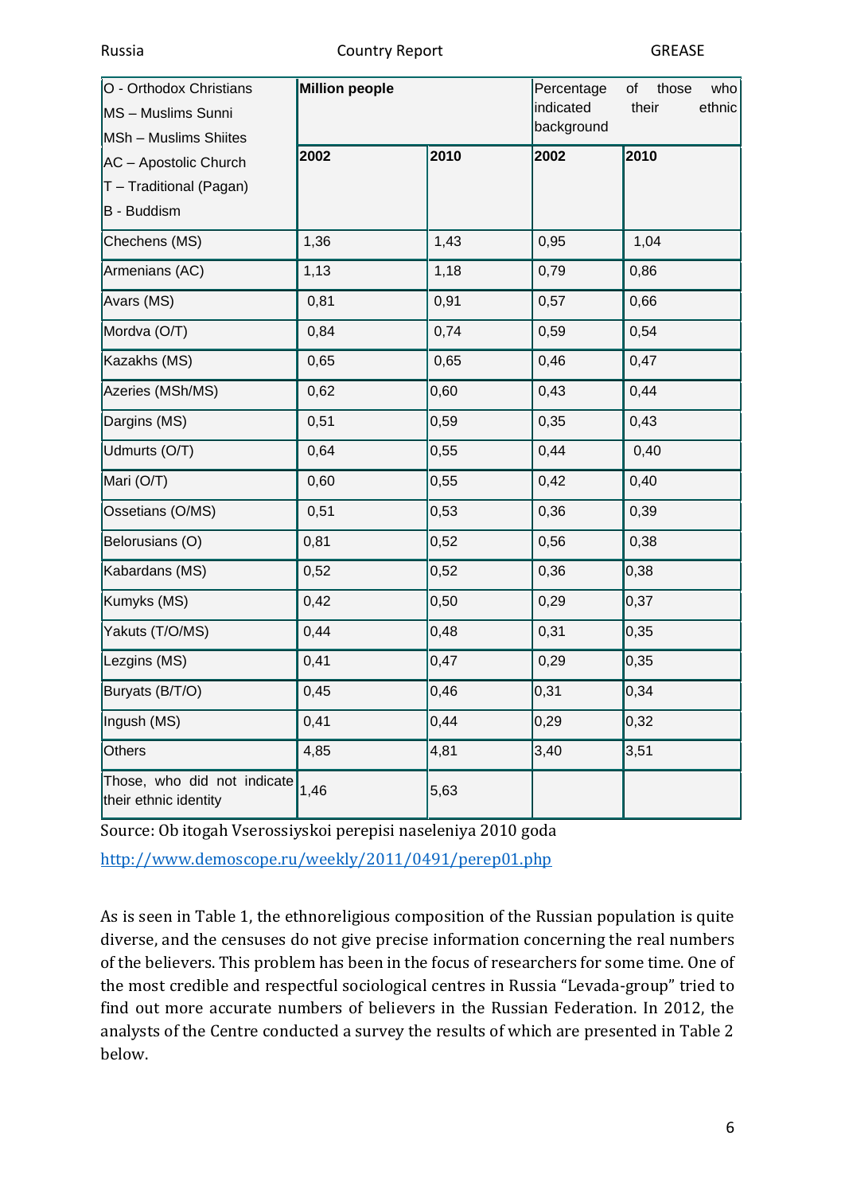| O - Orthodox Christians<br>MS – Muslims Sunni<br>MSh – Muslims Shiites<br>AC – Apostolic Church<br>T – Traditional (Pagan)<br>B - Buddism | **Million people** | | Percentage of those who indicated their ethnic background | |
|---|---|---|---|---|
| | **2002** | **2010** | **2002** | **2010** |
| Chechens (MS) | 1,36 | 1,43 | 0,95 | 1,04 |
| Armenians (AC) | 1,13 | 1,18 | 0,79 | 0,86 |
| Avars (MS) | 0,81 | 0,91 | 0,57 | 0,66 |
| Mordva (O/T) | 0,84 | 0,74 | 0,59 | 0,54 |
| Kazakhs (MS) | 0,65 | 0,65 | 0,46 | 0,47 |
| Azeries (MSh/MS) | 0,62 | 0,60 | 0,43 | 0,44 |
| Dargins (MS) | 0,51 | 0,59 | 0,35 | 0,43 |
| Udmurts (O/T) | 0,64 | 0,55 | 0,44 | 0,40 |
| Mari (O/T) | 0,60 | 0,55 | 0,42 | 0,40 |
| Ossetians (O/MS) | 0,51 | 0,53 | 0,36 | 0,39 |
| Belorusians (O) | 0,81 | 0,52 | 0,56 | 0,38 |
| Kabardans (MS) | 0,52 | 0,52 | 0,36 | 0,38 |
| Kumyks (MS) | 0,42 | 0,50 | 0,29 | 0,37 |
| Yakuts (T/O/MS) | 0,44 | 0,48 | 0,31 | 0,35 |
| Lezgins (MS) | 0,41 | 0,47 | 0,29 | 0,35 |
| Buryats (B/T/O) | 0,45 | 0,46 | 0,31 | 0,34 |
| Ingush (MS) | 0,41 | 0,44 | 0,29 | 0,32 |
| Others | 4,85 | 4,81 | 3,40 | 3,51 |
| Those, who did not indicate their ethnic identity | 1,46 | 5,63 | | |

Source: Ob itogah Vserossiyskoi perepisi naseleniya 2010 goda

http://www.demoscope.ru/weekly/2011/0491/perep01.php

As is seen in Table 1, the ethnoreligious composition of the Russian population is quite diverse, and the censuses do not give precise information concerning the real numbers of the believers. This problem has been in the focus of researchers for some time. One of the most credible and respectful sociological centres in Russia "Levada-group" tried to find out more accurate numbers of believers in the Russian Federation. In 2012, the analysts of the Centre conducted a survey the results of which are presented in Table 2 below.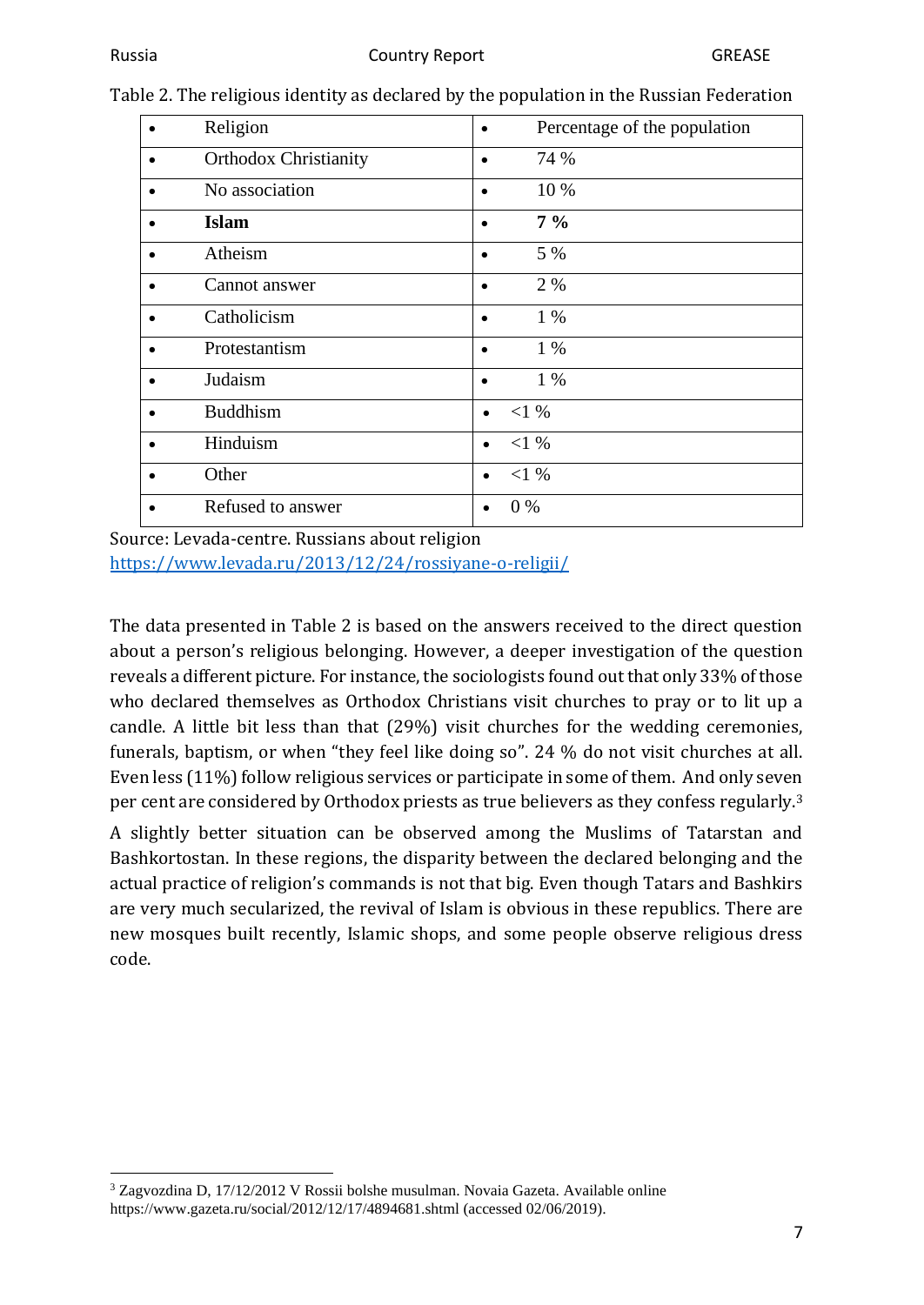Table 2. The religious identity as declared by the population in the Russian Federation

| Religion | Percentage of the population |
| --- | --- |
| Orthodox Christianity | 74 % |
| No association | 10 % |
| **Islam** | **7 %** |
| Atheism | 5 % |
| Cannot answer | 2 % |
| Catholicism | 1 % |
| Protestantism | 1 % |
| Judaism | 1 % |
| Buddhism | <1 % |
| Hinduism | <1 % |
| Other | <1 % |
| Refused to answer | 0 % |

Source: Levada-centre. Russians about religion
https://www.levada.ru/2013/12/24/rossiyane-o-religii/

The data presented in Table 2 is based on the answers received to the direct question about a person's religious belonging. However, a deeper investigation of the question reveals a different picture. For instance, the sociologists found out that only 33% of those who declared themselves as Orthodox Christians visit churches to pray or to lit up a candle. A little bit less than that (29%) visit churches for the wedding ceremonies, funerals, baptism, or when "they feel like doing so". 24 % do not visit churches at all. Even less (11%) follow religious services or participate in some of them. And only seven per cent are considered by Orthodox priests as true believers as they confess regularly.[3]

A slightly better situation can be observed among the Muslims of Tatarstan and Bashkortostan. In these regions, the disparity between the declared belonging and the actual practice of religion's commands is not that big. Even though Tatars and Bashkirs are very much secularized, the revival of Islam is obvious in these republics. There are new mosques built recently, Islamic shops, and some people observe religious dress code.

[3] Zagvozdina D, 17/12/2012 V Rossii bolshe musulman. Novaia Gazeta. Available online https://www.gazeta.ru/social/2012/12/17/4894681.shtml (accessed 02/06/2019).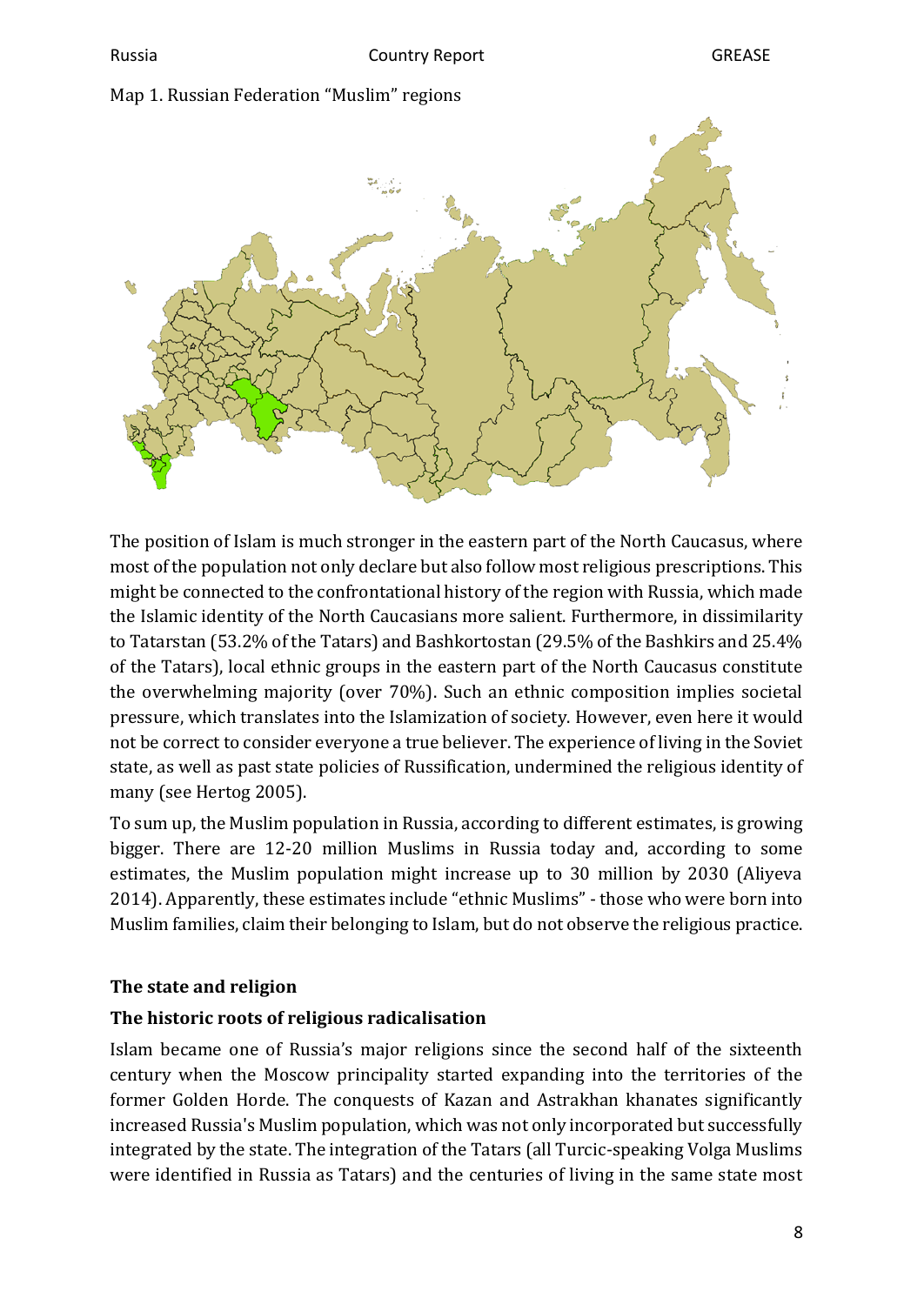Map 1. Russian Federation "Muslim" regions

The position of Islam is much stronger in the eastern part of the North Caucasus, where most of the population not only declare but also follow most religious prescriptions. This might be connected to the confrontational history of the region with Russia, which made the Islamic identity of the North Caucasians more salient. Furthermore, in dissimilarity to Tatarstan (53.2% of the Tatars) and Bashkortostan (29.5% of the Bashkirs and 25.4% of the Tatars), local ethnic groups in the eastern part of the North Caucasus constitute the overwhelming majority (over 70%). Such an ethnic composition implies societal pressure, which translates into the Islamization of society. However, even here it would not be correct to consider everyone a true believer. The experience of living in the Soviet state, as well as past state policies of Russification, undermined the religious identity of many (see Hertog 2005).

To sum up, the Muslim population in Russia, according to different estimates, is growing bigger. There are 12-20 million Muslims in Russia today and, according to some estimates, the Muslim population might increase up to 30 million by 2030 (Aliyeva 2014). Apparently, these estimates include "ethnic Muslims" - those who were born into Muslim families, claim their belonging to Islam, but do not observe the religious practice.

## The state and religion

### The historic roots of religious radicalisation

Islam became one of Russia's major religions since the second half of the sixteenth century when the Moscow principality started expanding into the territories of the former Golden Horde. The conquests of Kazan and Astrakhan khanates significantly increased Russia's Muslim population, which was not only incorporated but successfully integrated by the state. The integration of the Tatars (all Turcic-speaking Volga Muslims were identified in Russia as Tatars) and the centuries of living in the same state most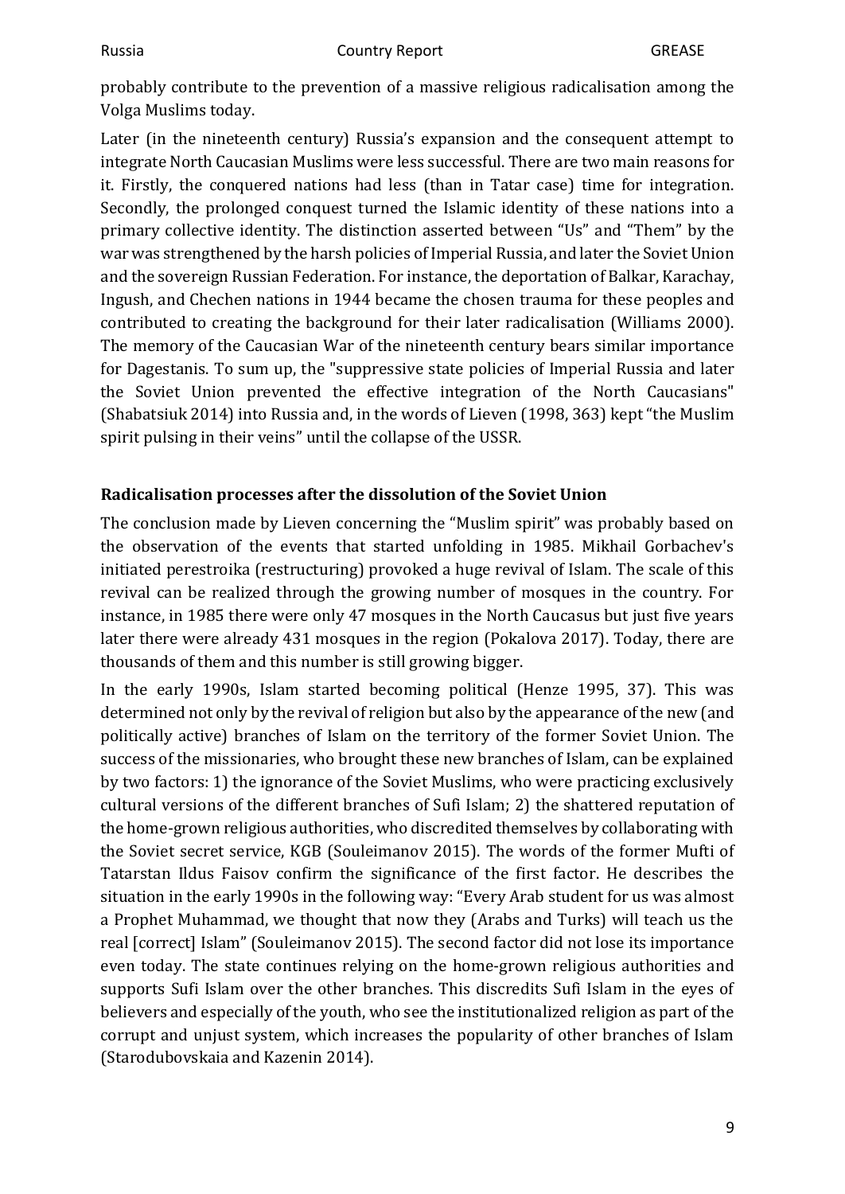probably contribute to the prevention of a massive religious radicalisation among the Volga Muslims today.

Later (in the nineteenth century) Russia's expansion and the consequent attempt to integrate North Caucasian Muslims were less successful. There are two main reasons for it. Firstly, the conquered nations had less (than in Tatar case) time for integration. Secondly, the prolonged conquest turned the Islamic identity of these nations into a primary collective identity. The distinction asserted between "Us" and "Them" by the war was strengthened by the harsh policies of Imperial Russia, and later the Soviet Union and the sovereign Russian Federation. For instance, the deportation of Balkar, Karachay, Ingush, and Chechen nations in 1944 became the chosen trauma for these peoples and contributed to creating the background for their later radicalisation (Williams 2000). The memory of the Caucasian War of the nineteenth century bears similar importance for Dagestanis. To sum up, the "suppressive state policies of Imperial Russia and later the Soviet Union prevented the effective integration of the North Caucasians" (Shabatsiuk 2014) into Russia and, in the words of Lieven (1998, 363) kept "the Muslim spirit pulsing in their veins" until the collapse of the USSR.

## Radicalisation processes after the dissolution of the Soviet Union

The conclusion made by Lieven concerning the "Muslim spirit" was probably based on the observation of the events that started unfolding in 1985. Mikhail Gorbachev's initiated perestroika (restructuring) provoked a huge revival of Islam. The scale of this revival can be realized through the growing number of mosques in the country. For instance, in 1985 there were only 47 mosques in the North Caucasus but just five years later there were already 431 mosques in the region (Pokalova 2017). Today, there are thousands of them and this number is still growing bigger.

In the early 1990s, Islam started becoming political (Henze 1995, 37). This was determined not only by the revival of religion but also by the appearance of the new (and politically active) branches of Islam on the territory of the former Soviet Union. The success of the missionaries, who brought these new branches of Islam, can be explained by two factors: 1) the ignorance of the Soviet Muslims, who were practicing exclusively cultural versions of the different branches of Sufi Islam; 2) the shattered reputation of the home-grown religious authorities, who discredited themselves by collaborating with the Soviet secret service, KGB (Souleimanov 2015). The words of the former Mufti of Tatarstan Ildus Faisov confirm the significance of the first factor. He describes the situation in the early 1990s in the following way: "Every Arab student for us was almost a Prophet Muhammad, we thought that now they (Arabs and Turks) will teach us the real [correct] Islam" (Souleimanov 2015). The second factor did not lose its importance even today. The state continues relying on the home-grown religious authorities and supports Sufi Islam over the other branches. This discredits Sufi Islam in the eyes of believers and especially of the youth, who see the institutionalized religion as part of the corrupt and unjust system, which increases the popularity of other branches of Islam (Starodubovskaia and Kazenin 2014).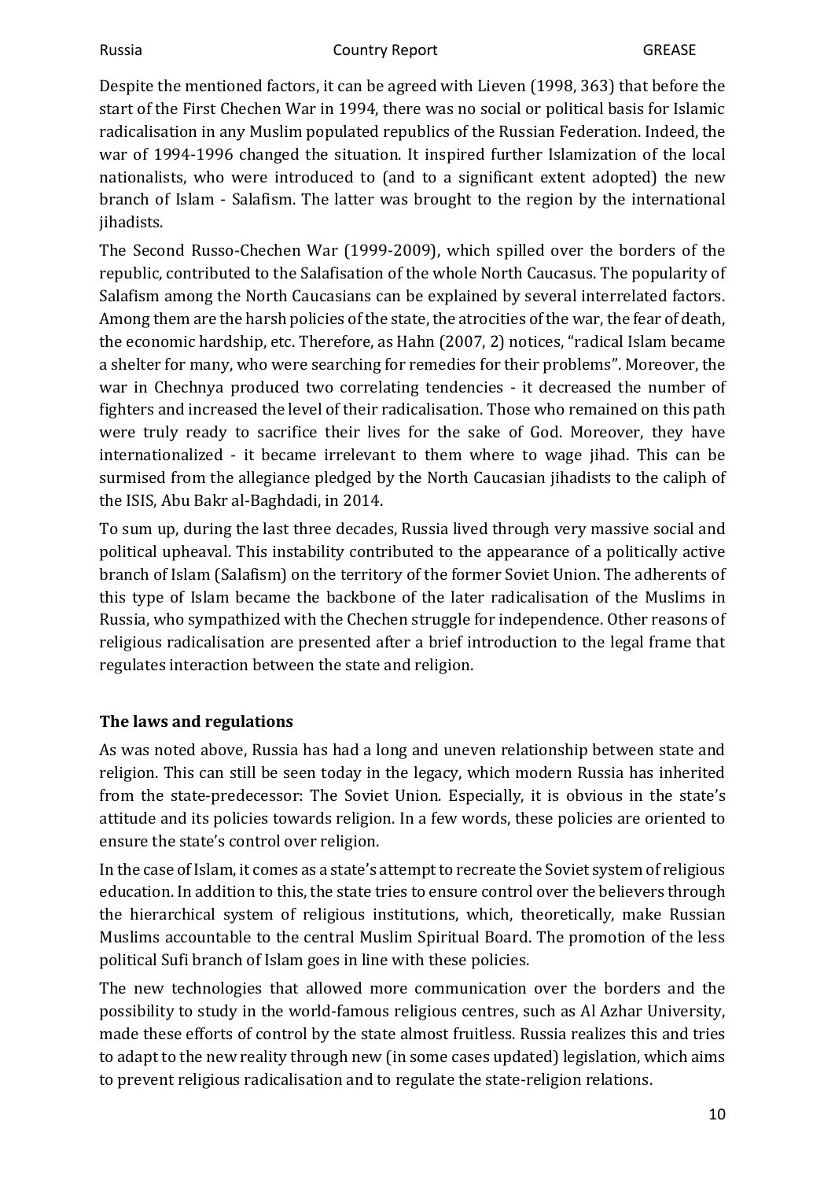Despite the mentioned factors, it can be agreed with Lieven (1998, 363) that before the start of the First Chechen War in 1994, there was no social or political basis for Islamic radicalisation in any Muslim populated republics of the Russian Federation. Indeed, the war of 1994-1996 changed the situation. It inspired further Islamization of the local nationalists, who were introduced to (and to a significant extent adopted) the new branch of Islam - Salafism. The latter was brought to the region by the international jihadists.

The Second Russo-Chechen War (1999-2009), which spilled over the borders of the republic, contributed to the Salafisation of the whole North Caucasus. The popularity of Salafism among the North Caucasians can be explained by several interrelated factors. Among them are the harsh policies of the state, the atrocities of the war, the fear of death, the economic hardship, etc. Therefore, as Hahn (2007, 2) notices, "radical Islam became a shelter for many, who were searching for remedies for their problems". Moreover, the war in Chechnya produced two correlating tendencies - it decreased the number of fighters and increased the level of their radicalisation. Those who remained on this path were truly ready to sacrifice their lives for the sake of God. Moreover, they have internationalized - it became irrelevant to them where to wage jihad. This can be surmised from the allegiance pledged by the North Caucasian jihadists to the caliph of the ISIS, Abu Bakr al-Baghdadi, in 2014.

To sum up, during the last three decades, Russia lived through very massive social and political upheaval. This instability contributed to the appearance of a politically active branch of Islam (Salafism) on the territory of the former Soviet Union. The adherents of this type of Islam became the backbone of the later radicalisation of the Muslims in Russia, who sympathized with the Chechen struggle for independence. Other reasons of religious radicalisation are presented after a brief introduction to the legal frame that regulates interaction between the state and religion.

## The laws and regulations

As was noted above, Russia has had a long and uneven relationship between state and religion. This can still be seen today in the legacy, which modern Russia has inherited from the state-predecessor: The Soviet Union. Especially, it is obvious in the state's attitude and its policies towards religion. In a few words, these policies are oriented to ensure the state's control over religion.

In the case of Islam, it comes as a state's attempt to recreate the Soviet system of religious education. In addition to this, the state tries to ensure control over the believers through the hierarchical system of religious institutions, which, theoretically, make Russian Muslims accountable to the central Muslim Spiritual Board. The promotion of the less political Sufi branch of Islam goes in line with these policies.

The new technologies that allowed more communication over the borders and the possibility to study in the world-famous religious centres, such as Al Azhar University, made these efforts of control by the state almost fruitless. Russia realizes this and tries to adapt to the new reality through new (in some cases updated) legislation, which aims to prevent religious radicalisation and to regulate the state-religion relations.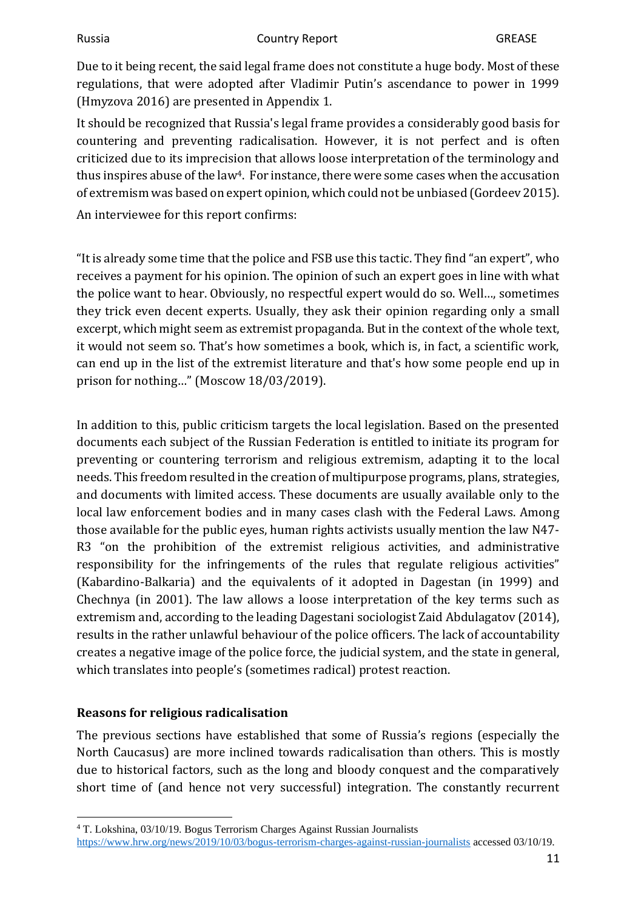Due to it being recent, the said legal frame does not constitute a huge body. Most of these regulations, that were adopted after Vladimir Putin's ascendance to power in 1999 (Hmyzova 2016) are presented in Appendix 1.

It should be recognized that Russia's legal frame provides a considerably good basis for countering and preventing radicalisation. However, it is not perfect and is often criticized due to its imprecision that allows loose interpretation of the terminology and thus inspires abuse of the law[4]. For instance, there were some cases when the accusation of extremism was based on expert opinion, which could not be unbiased (Gordeev 2015).

An interviewee for this report confirms:

"It is already some time that the police and FSB use this tactic. They find "an expert", who receives a payment for his opinion. The opinion of such an expert goes in line with what the police want to hear. Obviously, no respectful expert would do so. Well..., sometimes they trick even decent experts. Usually, they ask their opinion regarding only a small excerpt, which might seem as extremist propaganda. But in the context of the whole text, it would not seem so. That's how sometimes a book, which is, in fact, a scientific work, can end up in the list of the extremist literature and that's how some people end up in prison for nothing..." (Moscow 18/03/2019).

In addition to this, public criticism targets the local legislation. Based on the presented documents each subject of the Russian Federation is entitled to initiate its program for preventing or countering terrorism and religious extremism, adapting it to the local needs. This freedom resulted in the creation of multipurpose programs, plans, strategies, and documents with limited access. These documents are usually available only to the local law enforcement bodies and in many cases clash with the Federal Laws. Among those available for the public eyes, human rights activists usually mention the law N47-R3 "on the prohibition of the extremist religious activities, and administrative responsibility for the infringements of the rules that regulate religious activities" (Kabardino-Balkaria) and the equivalents of it adopted in Dagestan (in 1999) and Chechnya (in 2001). The law allows a loose interpretation of the key terms such as extremism and, according to the leading Dagestani sociologist Zaid Abdulagatov (2014), results in the rather unlawful behaviour of the police officers. The lack of accountability creates a negative image of the police force, the judicial system, and the state in general, which translates into people's (sometimes radical) protest reaction.

## Reasons for religious radicalisation

The previous sections have established that some of Russia's regions (especially the North Caucasus) are more inclined towards radicalisation than others. This is mostly due to historical factors, such as the long and bloody conquest and the comparatively short time of (and hence not very successful) integration. The constantly recurrent

---

[4] T. Lokshina, 03/10/19. Bogus Terrorism Charges Against Russian Journalists https://www.hrw.org/news/2019/10/03/bogus-terrorism-charges-against-russian-journalists accessed 03/10/19.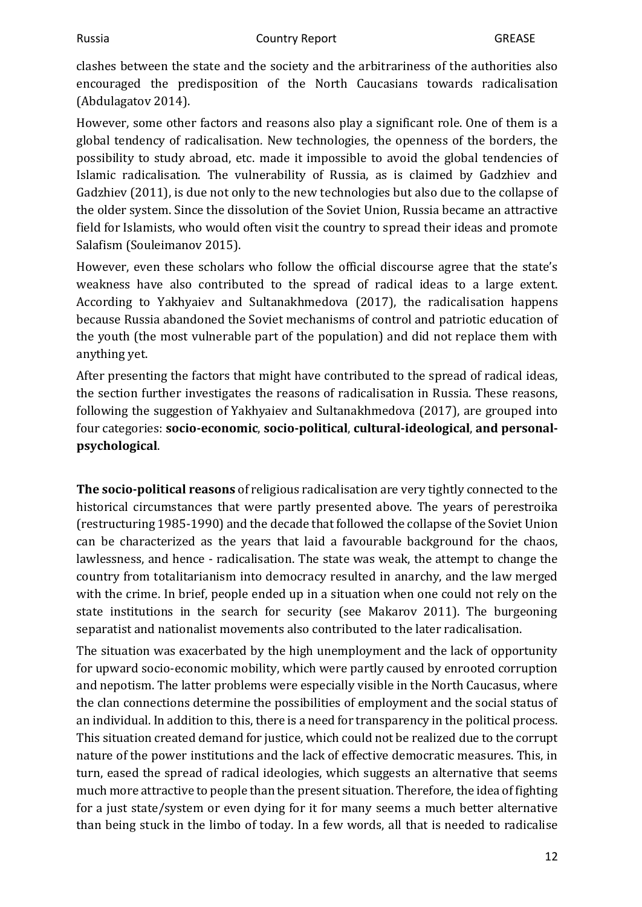clashes between the state and the society and the arbitrariness of the authorities also encouraged the predisposition of the North Caucasians towards radicalisation (Abdulagatov 2014).

However, some other factors and reasons also play a significant role. One of them is a global tendency of radicalisation. New technologies, the openness of the borders, the possibility to study abroad, etc. made it impossible to avoid the global tendencies of Islamic radicalisation. The vulnerability of Russia, as is claimed by Gadzhiev and Gadzhiev (2011), is due not only to the new technologies but also due to the collapse of the older system. Since the dissolution of the Soviet Union, Russia became an attractive field for Islamists, who would often visit the country to spread their ideas and promote Salafism (Souleimanov 2015).

However, even these scholars who follow the official discourse agree that the state's weakness have also contributed to the spread of radical ideas to a large extent. According to Yakhyaiev and Sultanakhmedova (2017), the radicalisation happens because Russia abandoned the Soviet mechanisms of control and patriotic education of the youth (the most vulnerable part of the population) and did not replace them with anything yet.

After presenting the factors that might have contributed to the spread of radical ideas, the section further investigates the reasons of radicalisation in Russia. These reasons, following the suggestion of Yakhyaiev and Sultanakhmedova (2017), are grouped into four categories: **socio-economic**, **socio-political**, **cultural-ideological**, **and personal-psychological**.

**The socio-political reasons** of religious radicalisation are very tightly connected to the historical circumstances that were partly presented above. The years of perestroika (restructuring 1985-1990) and the decade that followed the collapse of the Soviet Union can be characterized as the years that laid a favourable background for the chaos, lawlessness, and hence - radicalisation. The state was weak, the attempt to change the country from totalitarianism into democracy resulted in anarchy, and the law merged with the crime. In brief, people ended up in a situation when one could not rely on the state institutions in the search for security (see Makarov 2011). The burgeoning separatist and nationalist movements also contributed to the later radicalisation.

The situation was exacerbated by the high unemployment and the lack of opportunity for upward socio-economic mobility, which were partly caused by enrooted corruption and nepotism. The latter problems were especially visible in the North Caucasus, where the clan connections determine the possibilities of employment and the social status of an individual. In addition to this, there is a need for transparency in the political process. This situation created demand for justice, which could not be realized due to the corrupt nature of the power institutions and the lack of effective democratic measures. This, in turn, eased the spread of radical ideologies, which suggests an alternative that seems much more attractive to people than the present situation. Therefore, the idea of fighting for a just state/system or even dying for it for many seems a much better alternative than being stuck in the limbo of today. In a few words, all that is needed to radicalise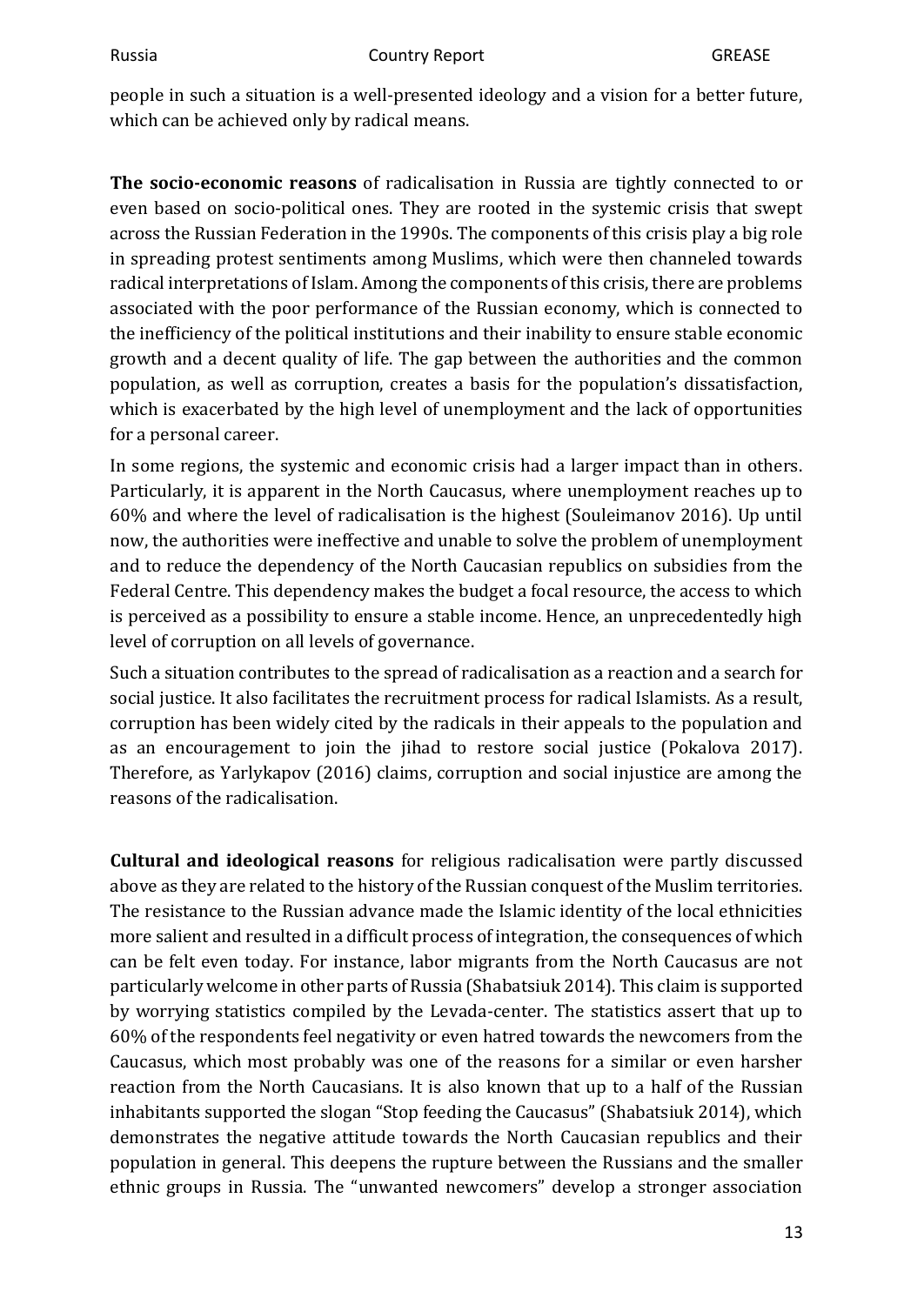people in such a situation is a well-presented ideology and a vision for a better future, which can be achieved only by radical means.

**The socio-economic reasons** of radicalisation in Russia are tightly connected to or even based on socio-political ones. They are rooted in the systemic crisis that swept across the Russian Federation in the 1990s. The components of this crisis play a big role in spreading protest sentiments among Muslims, which were then channeled towards radical interpretations of Islam. Among the components of this crisis, there are problems associated with the poor performance of the Russian economy, which is connected to the inefficiency of the political institutions and their inability to ensure stable economic growth and a decent quality of life. The gap between the authorities and the common population, as well as corruption, creates a basis for the population's dissatisfaction, which is exacerbated by the high level of unemployment and the lack of opportunities for a personal career.

In some regions, the systemic and economic crisis had a larger impact than in others. Particularly, it is apparent in the North Caucasus, where unemployment reaches up to 60% and where the level of radicalisation is the highest (Souleimanov 2016). Up until now, the authorities were ineffective and unable to solve the problem of unemployment and to reduce the dependency of the North Caucasian republics on subsidies from the Federal Centre. This dependency makes the budget a focal resource, the access to which is perceived as a possibility to ensure a stable income. Hence, an unprecedentedly high level of corruption on all levels of governance.

Such a situation contributes to the spread of radicalisation as a reaction and a search for social justice. It also facilitates the recruitment process for radical Islamists. As a result, corruption has been widely cited by the radicals in their appeals to the population and as an encouragement to join the jihad to restore social justice (Pokalova 2017). Therefore, as Yarlykapov (2016) claims, corruption and social injustice are among the reasons of the radicalisation.

**Cultural and ideological reasons** for religious radicalisation were partly discussed above as they are related to the history of the Russian conquest of the Muslim territories. The resistance to the Russian advance made the Islamic identity of the local ethnicities more salient and resulted in a difficult process of integration, the consequences of which can be felt even today. For instance, labor migrants from the North Caucasus are not particularly welcome in other parts of Russia (Shabatsiuk 2014). This claim is supported by worrying statistics compiled by the Levada-center. The statistics assert that up to 60% of the respondents feel negativity or even hatred towards the newcomers from the Caucasus, which most probably was one of the reasons for a similar or even harsher reaction from the North Caucasians. It is also known that up to a half of the Russian inhabitants supported the slogan "Stop feeding the Caucasus" (Shabatsiuk 2014), which demonstrates the negative attitude towards the North Caucasian republics and their population in general. This deepens the rupture between the Russians and the smaller ethnic groups in Russia. The "unwanted newcomers" develop a stronger association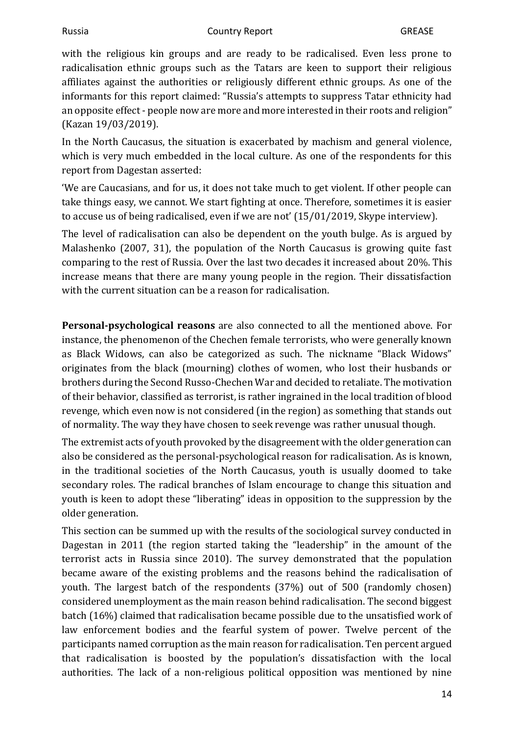with the religious kin groups and are ready to be radicalised. Even less prone to radicalisation ethnic groups such as the Tatars are keen to support their religious affiliates against the authorities or religiously different ethnic groups. As one of the informants for this report claimed: "Russia's attempts to suppress Tatar ethnicity had an opposite effect - people now are more and more interested in their roots and religion" (Kazan 19/03/2019).

In the North Caucasus, the situation is exacerbated by machism and general violence, which is very much embedded in the local culture. As one of the respondents for this report from Dagestan asserted:

'We are Caucasians, and for us, it does not take much to get violent. If other people can take things easy, we cannot. We start fighting at once. Therefore, sometimes it is easier to accuse us of being radicalised, even if we are not' (15/01/2019, Skype interview).

The level of radicalisation can also be dependent on the youth bulge. As is argued by Malashenko (2007, 31), the population of the North Caucasus is growing quite fast comparing to the rest of Russia. Over the last two decades it increased about 20%. This increase means that there are many young people in the region. Their dissatisfaction with the current situation can be a reason for radicalisation.

**Personal-psychological reasons** are also connected to all the mentioned above. For instance, the phenomenon of the Chechen female terrorists, who were generally known as Black Widows, can also be categorized as such. The nickname "Black Widows" originates from the black (mourning) clothes of women, who lost their husbands or brothers during the Second Russo-Chechen War and decided to retaliate. The motivation of their behavior, classified as terrorist, is rather ingrained in the local tradition of blood revenge, which even now is not considered (in the region) as something that stands out of normality. The way they have chosen to seek revenge was rather unusual though.

The extremist acts of youth provoked by the disagreement with the older generation can also be considered as the personal-psychological reason for radicalisation. As is known, in the traditional societies of the North Caucasus, youth is usually doomed to take secondary roles. The radical branches of Islam encourage to change this situation and youth is keen to adopt these "liberating" ideas in opposition to the suppression by the older generation.

This section can be summed up with the results of the sociological survey conducted in Dagestan in 2011 (the region started taking the "leadership" in the amount of the terrorist acts in Russia since 2010). The survey demonstrated that the population became aware of the existing problems and the reasons behind the radicalisation of youth. The largest batch of the respondents (37%) out of 500 (randomly chosen) considered unemployment as the main reason behind radicalisation. The second biggest batch (16%) claimed that radicalisation became possible due to the unsatisfied work of law enforcement bodies and the fearful system of power. Twelve percent of the participants named corruption as the main reason for radicalisation. Ten percent argued that radicalisation is boosted by the population's dissatisfaction with the local authorities. The lack of a non-religious political opposition was mentioned by nine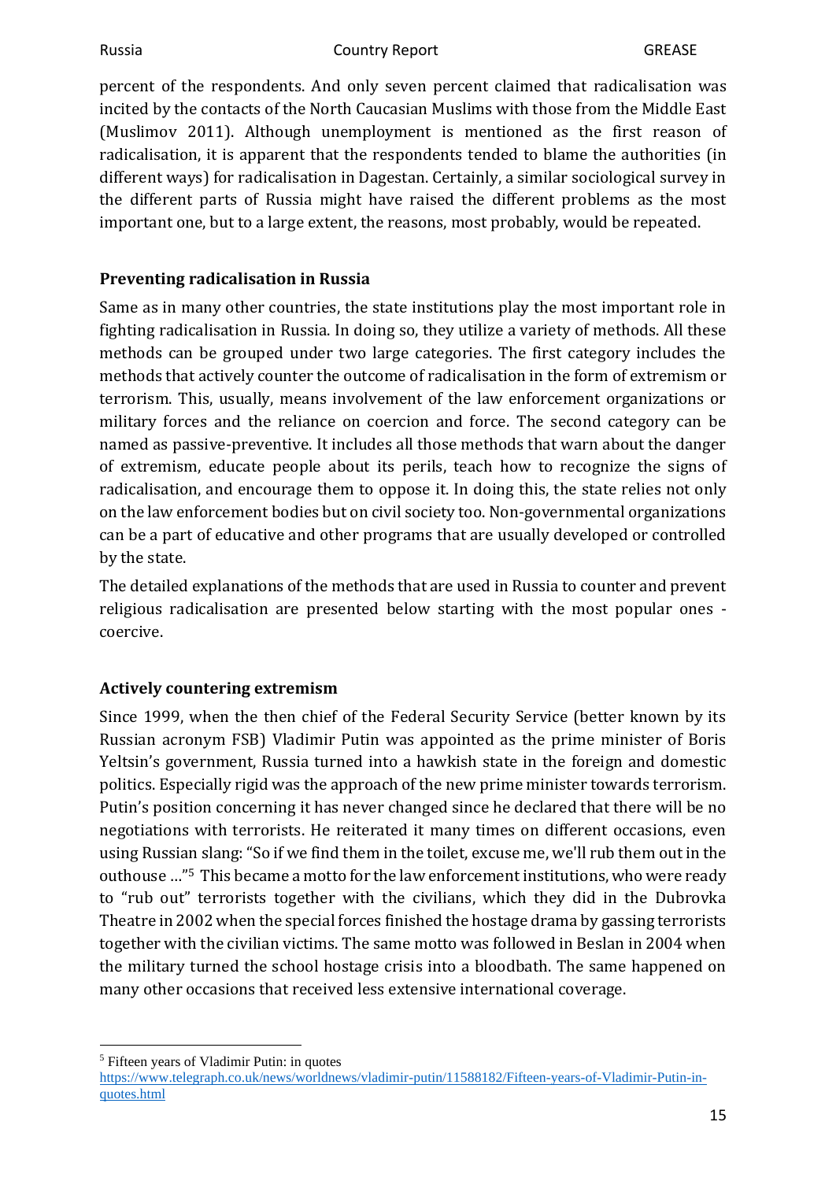percent of the respondents. And only seven percent claimed that radicalisation was incited by the contacts of the North Caucasian Muslims with those from the Middle East (Muslimov 2011). Although unemployment is mentioned as the first reason of radicalisation, it is apparent that the respondents tended to blame the authorities (in different ways) for radicalisation in Dagestan. Certainly, a similar sociological survey in the different parts of Russia might have raised the different problems as the most important one, but to a large extent, the reasons, most probably, would be repeated.

## Preventing radicalisation in Russia

Same as in many other countries, the state institutions play the most important role in fighting radicalisation in Russia. In doing so, they utilize a variety of methods. All these methods can be grouped under two large categories. The first category includes the methods that actively counter the outcome of radicalisation in the form of extremism or terrorism. This, usually, means involvement of the law enforcement organizations or military forces and the reliance on coercion and force. The second category can be named as passive-preventive. It includes all those methods that warn about the danger of extremism, educate people about its perils, teach how to recognize the signs of radicalisation, and encourage them to oppose it. In doing this, the state relies not only on the law enforcement bodies but on civil society too. Non-governmental organizations can be a part of educative and other programs that are usually developed or controlled by the state.

The detailed explanations of the methods that are used in Russia to counter and prevent religious radicalisation are presented below starting with the most popular ones - coercive.

## Actively countering extremism

Since 1999, when the then chief of the Federal Security Service (better known by its Russian acronym FSB) Vladimir Putin was appointed as the prime minister of Boris Yeltsin's government, Russia turned into a hawkish state in the foreign and domestic politics. Especially rigid was the approach of the new prime minister towards terrorism. Putin's position concerning it has never changed since he declared that there will be no negotiations with terrorists. He reiterated it many times on different occasions, even using Russian slang: "So if we find them in the toilet, excuse me, we'll rub them out in the outhouse ..."[5] This became a motto for the law enforcement institutions, who were ready to "rub out" terrorists together with the civilians, which they did in the Dubrovka Theatre in 2002 when the special forces finished the hostage drama by gassing terrorists together with the civilian victims. The same motto was followed in Beslan in 2004 when the military turned the school hostage crisis into a bloodbath. The same happened on many other occasions that received less extensive international coverage.

[5] Fifteen years of Vladimir Putin: in quotes https://www.telegraph.co.uk/news/worldnews/vladimir-putin/11588182/Fifteen-years-of-Vladimir-Putin-in-quotes.html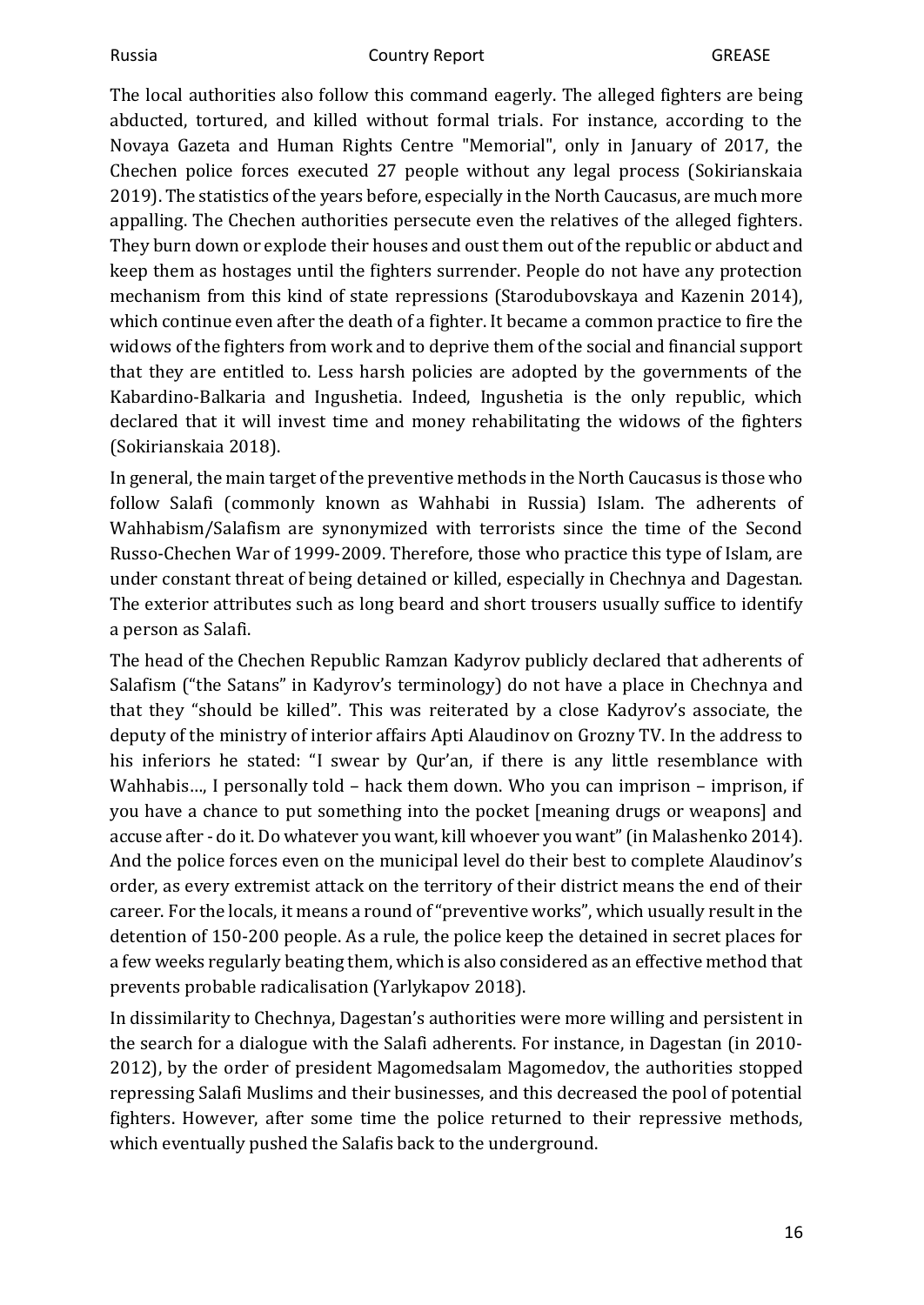The local authorities also follow this command eagerly. The alleged fighters are being abducted, tortured, and killed without formal trials. For instance, according to the Novaya Gazeta and Human Rights Centre "Memorial", only in January of 2017, the Chechen police forces executed 27 people without any legal process (Sokirianskaia 2019). The statistics of the years before, especially in the North Caucasus, are much more appalling. The Chechen authorities persecute even the relatives of the alleged fighters. They burn down or explode their houses and oust them out of the republic or abduct and keep them as hostages until the fighters surrender. People do not have any protection mechanism from this kind of state repressions (Starodubovskaya and Kazenin 2014), which continue even after the death of a fighter. It became a common practice to fire the widows of the fighters from work and to deprive them of the social and financial support that they are entitled to. Less harsh policies are adopted by the governments of the Kabardino-Balkaria and Ingushetia. Indeed, Ingushetia is the only republic, which declared that it will invest time and money rehabilitating the widows of the fighters (Sokirianskaia 2018).

In general, the main target of the preventive methods in the North Caucasus is those who follow Salafi (commonly known as Wahhabi in Russia) Islam. The adherents of Wahhabism/Salafism are synonymized with terrorists since the time of the Second Russo-Chechen War of 1999-2009. Therefore, those who practice this type of Islam, are under constant threat of being detained or killed, especially in Chechnya and Dagestan. The exterior attributes such as long beard and short trousers usually suffice to identify a person as Salafi.

The head of the Chechen Republic Ramzan Kadyrov publicly declared that adherents of Salafism ("the Satans" in Kadyrov's terminology) do not have a place in Chechnya and that they "should be killed". This was reiterated by a close Kadyrov's associate, the deputy of the ministry of interior affairs Apti Alaudinov on Grozny TV. In the address to his inferiors he stated: "I swear by Qur'an, if there is any little resemblance with Wahhabis…, I personally told – hack them down. Who you can imprison – imprison, if you have a chance to put something into the pocket [meaning drugs or weapons] and accuse after - do it. Do whatever you want, kill whoever you want" (in Malashenko 2014). And the police forces even on the municipal level do their best to complete Alaudinov's order, as every extremist attack on the territory of their district means the end of their career. For the locals, it means a round of "preventive works", which usually result in the detention of 150-200 people. As a rule, the police keep the detained in secret places for a few weeks regularly beating them, which is also considered as an effective method that prevents probable radicalisation (Yarlykapov 2018).

In dissimilarity to Chechnya, Dagestan's authorities were more willing and persistent in the search for a dialogue with the Salafi adherents. For instance, in Dagestan (in 2010-2012), by the order of president Magomedsalam Magomedov, the authorities stopped repressing Salafi Muslims and their businesses, and this decreased the pool of potential fighters. However, after some time the police returned to their repressive methods, which eventually pushed the Salafis back to the underground.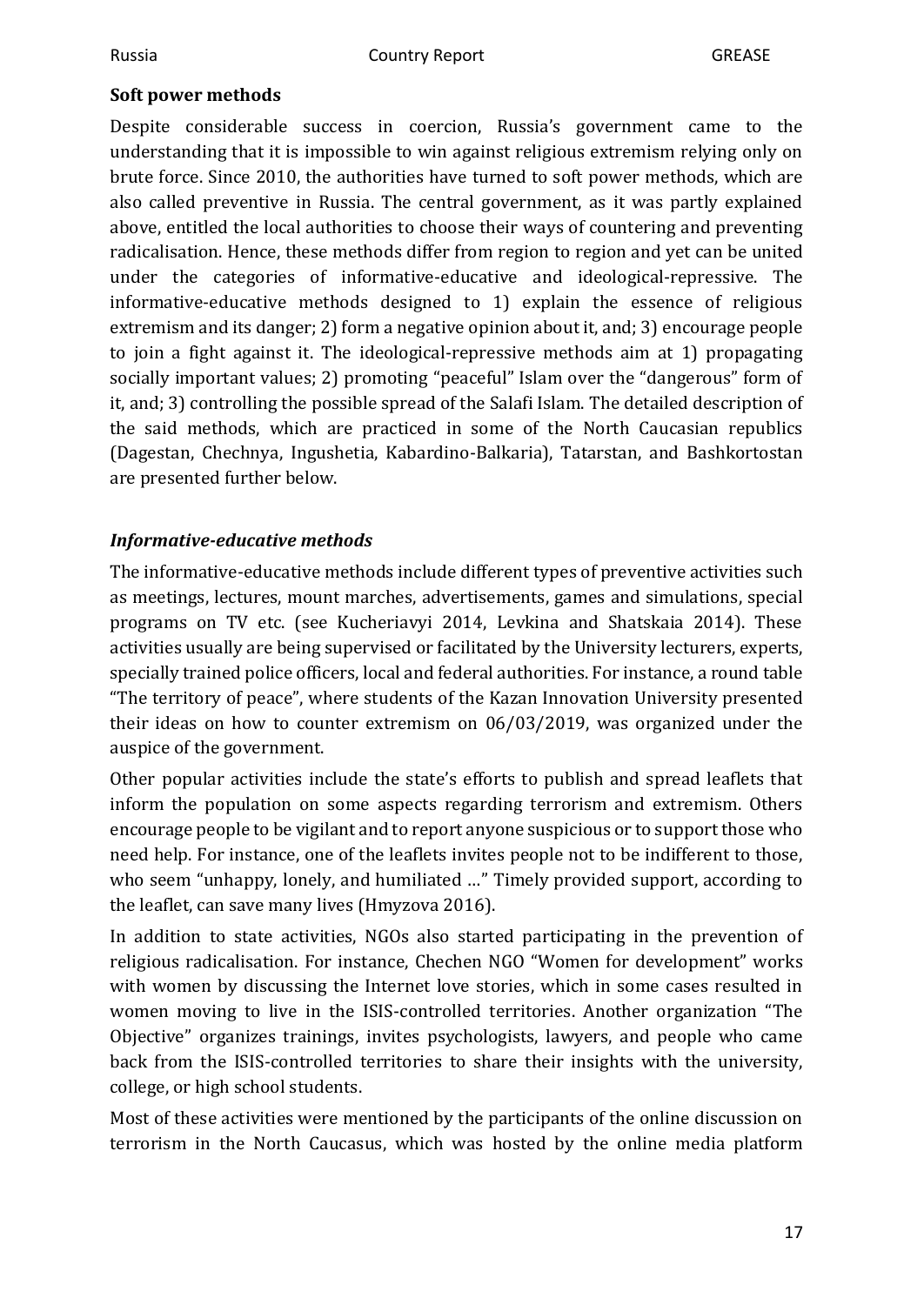**Soft power methods**

Despite considerable success in coercion, Russia's government came to the understanding that it is impossible to win against religious extremism relying only on brute force. Since 2010, the authorities have turned to soft power methods, which are also called preventive in Russia. The central government, as it was partly explained above, entitled the local authorities to choose their ways of countering and preventing radicalisation. Hence, these methods differ from region to region and yet can be united under the categories of informative-educative and ideological-repressive. The informative-educative methods designed to 1) explain the essence of religious extremism and its danger; 2) form a negative opinion about it, and; 3) encourage people to join a fight against it. The ideological-repressive methods aim at 1) propagating socially important values; 2) promoting "peaceful" Islam over the "dangerous" form of it, and; 3) controlling the possible spread of the Salafi Islam. The detailed description of the said methods, which are practiced in some of the North Caucasian republics (Dagestan, Chechnya, Ingushetia, Kabardino-Balkaria), Tatarstan, and Bashkortostan are presented further below.

***Informative-educative methods***

The informative-educative methods include different types of preventive activities such as meetings, lectures, mount marches, advertisements, games and simulations, special programs on TV etc. (see Kucheriavyi 2014, Levkina and Shatskaia 2014). These activities usually are being supervised or facilitated by the University lecturers, experts, specially trained police officers, local and federal authorities. For instance, a round table "The territory of peace", where students of the Kazan Innovation University presented their ideas on how to counter extremism on 06/03/2019, was organized under the auspice of the government.

Other popular activities include the state's efforts to publish and spread leaflets that inform the population on some aspects regarding terrorism and extremism. Others encourage people to be vigilant and to report anyone suspicious or to support those who need help. For instance, one of the leaflets invites people not to be indifferent to those, who seem "unhappy, lonely, and humiliated …" Timely provided support, according to the leaflet, can save many lives (Hmyzova 2016).

In addition to state activities, NGOs also started participating in the prevention of religious radicalisation. For instance, Chechen NGO "Women for development" works with women by discussing the Internet love stories, which in some cases resulted in women moving to live in the ISIS-controlled territories. Another organization "The Objective" organizes trainings, invites psychologists, lawyers, and people who came back from the ISIS-controlled territories to share their insights with the university, college, or high school students.

Most of these activities were mentioned by the participants of the online discussion on terrorism in the North Caucasus, which was hosted by the online media platform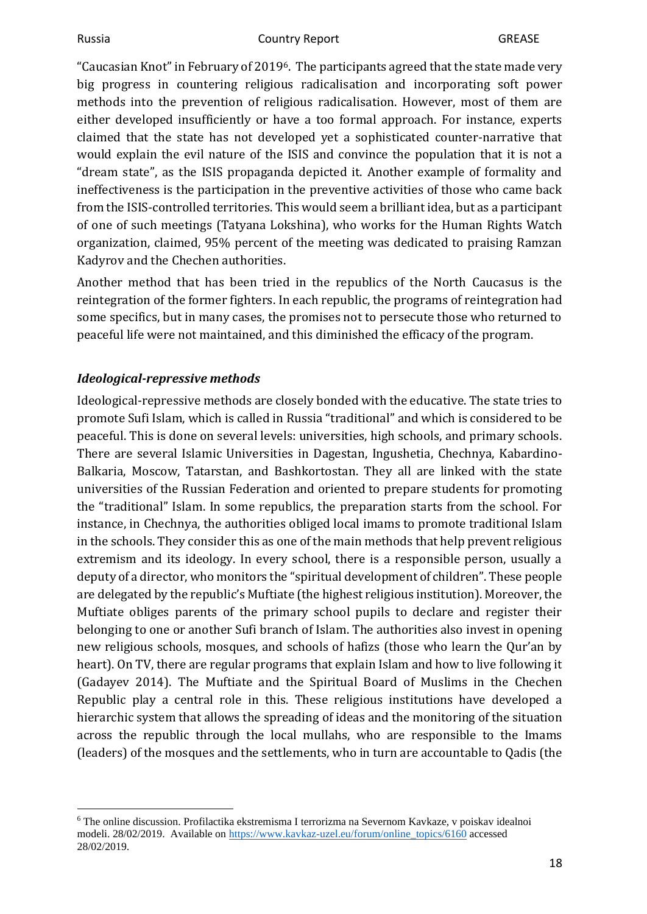"Caucasian Knot" in February of 2019[6]. The participants agreed that the state made very big progress in countering religious radicalisation and incorporating soft power methods into the prevention of religious radicalisation. However, most of them are either developed insufficiently or have a too formal approach. For instance, experts claimed that the state has not developed yet a sophisticated counter-narrative that would explain the evil nature of the ISIS and convince the population that it is not a "dream state", as the ISIS propaganda depicted it. Another example of formality and ineffectiveness is the participation in the preventive activities of those who came back from the ISIS-controlled territories. This would seem a brilliant idea, but as a participant of one of such meetings (Tatyana Lokshina), who works for the Human Rights Watch organization, claimed, 95% percent of the meeting was dedicated to praising Ramzan Kadyrov and the Chechen authorities.

Another method that has been tried in the republics of the North Caucasus is the reintegration of the former fighters. In each republic, the programs of reintegration had some specifics, but in many cases, the promises not to persecute those who returned to peaceful life were not maintained, and this diminished the efficacy of the program.

### *Ideological-repressive methods*

Ideological-repressive methods are closely bonded with the educative. The state tries to promote Sufi Islam, which is called in Russia "traditional" and which is considered to be peaceful. This is done on several levels: universities, high schools, and primary schools. There are several Islamic Universities in Dagestan, Ingushetia, Chechnya, Kabardino-Balkaria, Moscow, Tatarstan, and Bashkortostan. They all are linked with the state universities of the Russian Federation and oriented to prepare students for promoting the "traditional" Islam. In some republics, the preparation starts from the school. For instance, in Chechnya, the authorities obliged local imams to promote traditional Islam in the schools. They consider this as one of the main methods that help prevent religious extremism and its ideology. In every school, there is a responsible person, usually a deputy of a director, who monitors the "spiritual development of children". These people are delegated by the republic's Muftiate (the highest religious institution). Moreover, the Muftiate obliges parents of the primary school pupils to declare and register their belonging to one or another Sufi branch of Islam. The authorities also invest in opening new religious schools, mosques, and schools of hafizs (those who learn the Qur'an by heart). On TV, there are regular programs that explain Islam and how to live following it (Gadayev 2014). The Muftiate and the Spiritual Board of Muslims in the Chechen Republic play a central role in this. These religious institutions have developed a hierarchic system that allows the spreading of ideas and the monitoring of the situation across the republic through the local mullahs, who are responsible to the Imams (leaders) of the mosques and the settlements, who in turn are accountable to Qadis (the

---

[6] The online discussion. Profilactika ekstremisma I terrorizma na Severnom Kavkaze, v poiskav idealnoi modeli. 28/02/2019. Available on https://www.kavkaz-uzel.eu/forum/online_topics/6160 accessed 28/02/2019.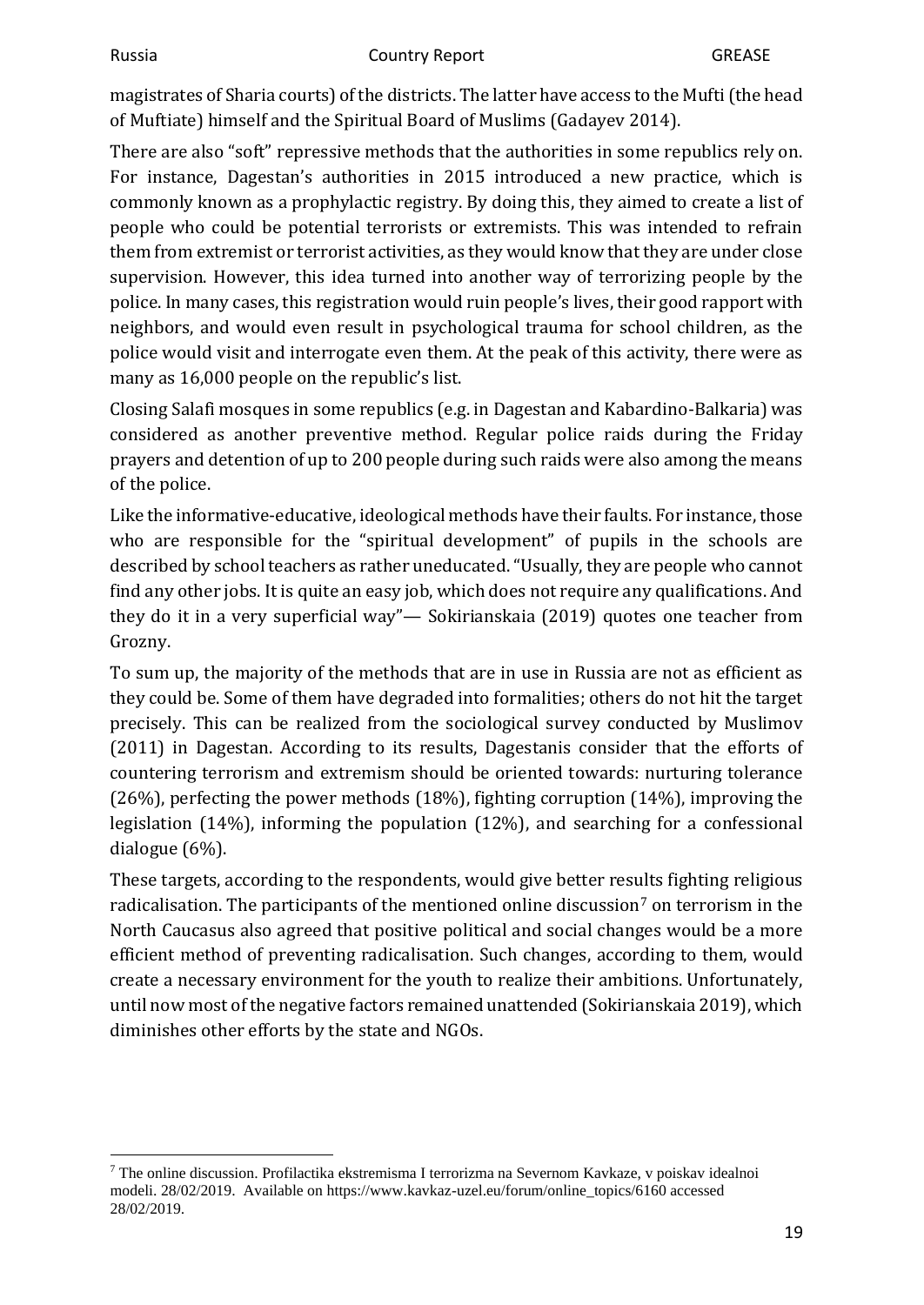magistrates of Sharia courts) of the districts. The latter have access to the Mufti (the head of Muftiate) himself and the Spiritual Board of Muslims (Gadayev 2014).

There are also "soft" repressive methods that the authorities in some republics rely on. For instance, Dagestan's authorities in 2015 introduced a new practice, which is commonly known as a prophylactic registry. By doing this, they aimed to create a list of people who could be potential terrorists or extremists. This was intended to refrain them from extremist or terrorist activities, as they would know that they are under close supervision. However, this idea turned into another way of terrorizing people by the police. In many cases, this registration would ruin people's lives, their good rapport with neighbors, and would even result in psychological trauma for school children, as the police would visit and interrogate even them. At the peak of this activity, there were as many as 16,000 people on the republic's list.

Closing Salafi mosques in some republics (e.g. in Dagestan and Kabardino-Balkaria) was considered as another preventive method. Regular police raids during the Friday prayers and detention of up to 200 people during such raids were also among the means of the police.

Like the informative-educative, ideological methods have their faults. For instance, those who are responsible for the "spiritual development" of pupils in the schools are described by school teachers as rather uneducated. "Usually, they are people who cannot find any other jobs. It is quite an easy job, which does not require any qualifications. And they do it in a very superficial way"— Sokirianskaia (2019) quotes one teacher from Grozny.

To sum up, the majority of the methods that are in use in Russia are not as efficient as they could be. Some of them have degraded into formalities; others do not hit the target precisely. This can be realized from the sociological survey conducted by Muslimov (2011) in Dagestan. According to its results, Dagestanis consider that the efforts of countering terrorism and extremism should be oriented towards: nurturing tolerance (26%), perfecting the power methods (18%), fighting corruption (14%), improving the legislation (14%), informing the population (12%), and searching for a confessional dialogue (6%).

These targets, according to the respondents, would give better results fighting religious radicalisation. The participants of the mentioned online discussion[7] on terrorism in the North Caucasus also agreed that positive political and social changes would be a more efficient method of preventing radicalisation. Such changes, according to them, would create a necessary environment for the youth to realize their ambitions. Unfortunately, until now most of the negative factors remained unattended (Sokirianskaia 2019), which diminishes other efforts by the state and NGOs.

[7] The online discussion. Profilactika ekstremisma I terrorizma na Severnom Kavkaze, v poiskav idealnoi modeli. 28/02/2019. Available on https://www.kavkaz-uzel.eu/forum/online_topics/6160 accessed 28/02/2019.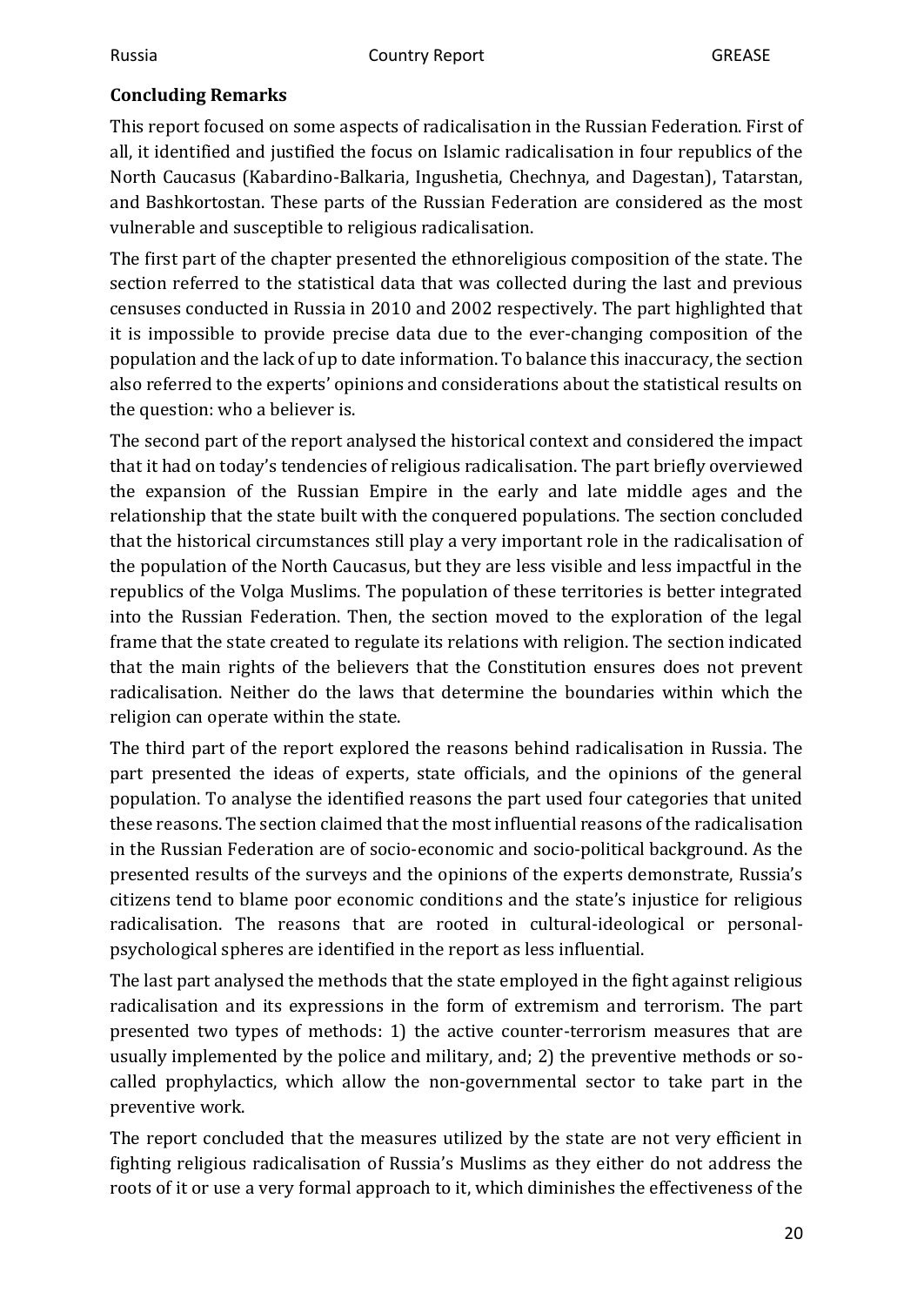## Concluding Remarks

This report focused on some aspects of radicalisation in the Russian Federation. First of all, it identified and justified the focus on Islamic radicalisation in four republics of the North Caucasus (Kabardino-Balkaria, Ingushetia, Chechnya, and Dagestan), Tatarstan, and Bashkortostan. These parts of the Russian Federation are considered as the most vulnerable and susceptible to religious radicalisation.

The first part of the chapter presented the ethnoreligious composition of the state. The section referred to the statistical data that was collected during the last and previous censuses conducted in Russia in 2010 and 2002 respectively. The part highlighted that it is impossible to provide precise data due to the ever-changing composition of the population and the lack of up to date information. To balance this inaccuracy, the section also referred to the experts' opinions and considerations about the statistical results on the question: who a believer is.

The second part of the report analysed the historical context and considered the impact that it had on today's tendencies of religious radicalisation. The part briefly overviewed the expansion of the Russian Empire in the early and late middle ages and the relationship that the state built with the conquered populations. The section concluded that the historical circumstances still play a very important role in the radicalisation of the population of the North Caucasus, but they are less visible and less impactful in the republics of the Volga Muslims. The population of these territories is better integrated into the Russian Federation. Then, the section moved to the exploration of the legal frame that the state created to regulate its relations with religion. The section indicated that the main rights of the believers that the Constitution ensures does not prevent radicalisation. Neither do the laws that determine the boundaries within which the religion can operate within the state.

The third part of the report explored the reasons behind radicalisation in Russia. The part presented the ideas of experts, state officials, and the opinions of the general population. To analyse the identified reasons the part used four categories that united these reasons. The section claimed that the most influential reasons of the radicalisation in the Russian Federation are of socio-economic and socio-political background. As the presented results of the surveys and the opinions of the experts demonstrate, Russia's citizens tend to blame poor economic conditions and the state's injustice for religious radicalisation. The reasons that are rooted in cultural-ideological or personal-psychological spheres are identified in the report as less influential.

The last part analysed the methods that the state employed in the fight against religious radicalisation and its expressions in the form of extremism and terrorism. The part presented two types of methods: 1) the active counter-terrorism measures that are usually implemented by the police and military, and; 2) the preventive methods or so-called prophylactics, which allow the non-governmental sector to take part in the preventive work.

The report concluded that the measures utilized by the state are not very efficient in fighting religious radicalisation of Russia's Muslims as they either do not address the roots of it or use a very formal approach to it, which diminishes the effectiveness of the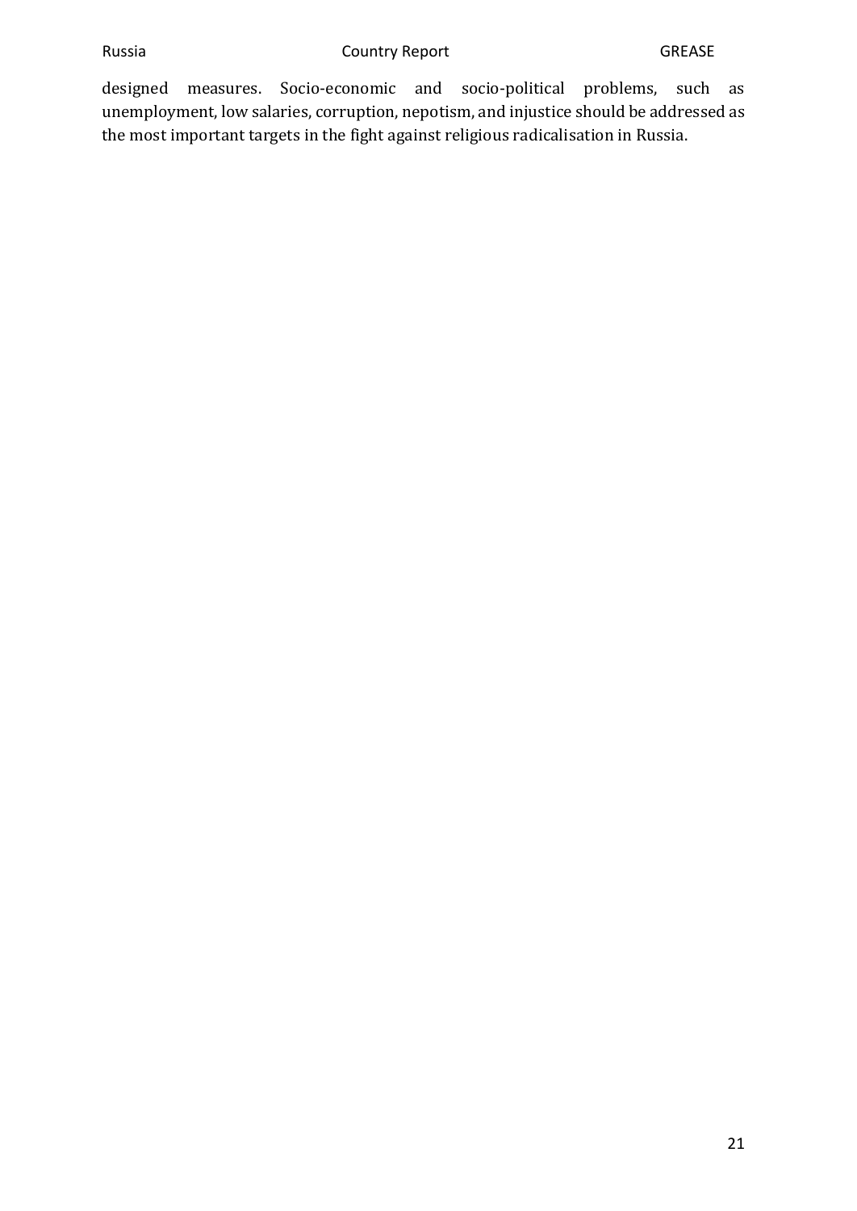designed measures. Socio-economic and socio-political problems, such as unemployment, low salaries, corruption, nepotism, and injustice should be addressed as the most important targets in the fight against religious radicalisation in Russia.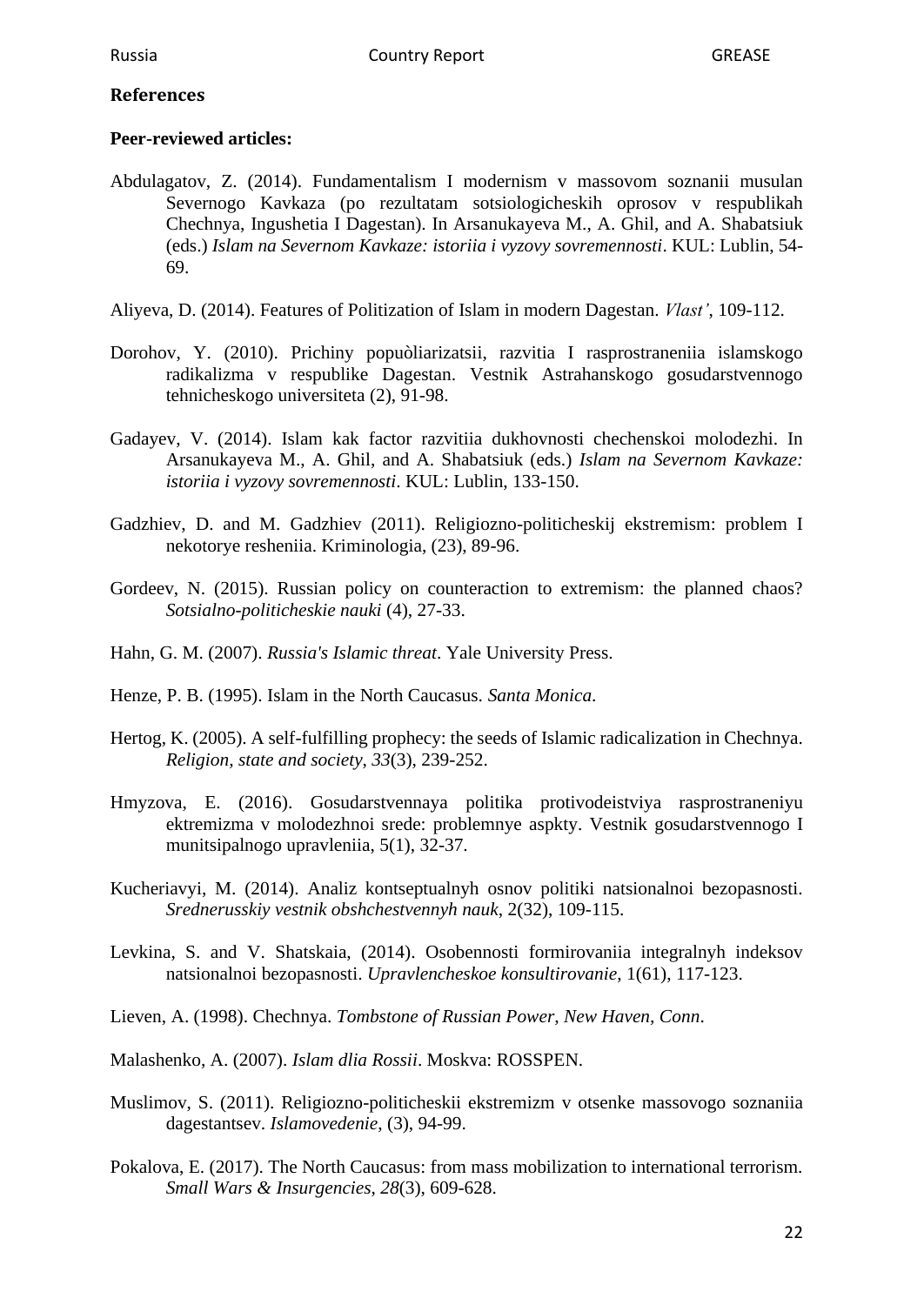## References

**Peer-reviewed articles:**

Abdulagatov, Z. (2014). Fundamentalism I modernism v massovom soznanii musulan Severnogo Kavkaza (po rezultatam sotsiologicheskih oprosov v respublikah Chechnya, Ingushetia I Dagestan). In Arsanukayeva M., A. Ghil, and A. Shabatsiuk (eds.) *Islam na Severnom Kavkaze: istoriia i vyzovy sovremennosti*. KUL: Lublin, 54-69.

Aliyeva, D. (2014). Features of Politization of Islam in modern Dagestan. *Vlast'*, 109-112.

Dorohov, Y. (2010). Prichiny popuòliarizatsii, razvitia I rasprostraneniia islamskogo radikalizma v respublike Dagestan. Vestnik Astrahanskogo gosudarstvennogo tehnicheskogo universiteta (2), 91-98.

Gadayev, V. (2014). Islam kak factor razvitiia dukhovnosti chechenskoi molodezhi. In Arsanukayeva M., A. Ghil, and A. Shabatsiuk (eds.) *Islam na Severnom Kavkaze: istoriia i vyzovy sovremennosti*. KUL: Lublin, 133-150.

Gadzhiev, D. and M. Gadzhiev (2011). Religiozno-politicheskij ekstremism: problem I nekotorye resheniia. Kriminologia, (23), 89-96.

Gordeev, N. (2015). Russian policy on counteraction to extremism: the planned chaos? *Sotsialno-politicheskie nauki* (4), 27-33.

Hahn, G. M. (2007). *Russia's Islamic threat*. Yale University Press.

Henze, P. B. (1995). Islam in the North Caucasus. *Santa Monica*.

Hertog, K. (2005). A self-fulfilling prophecy: the seeds of Islamic radicalization in Chechnya. *Religion, state and society*, *33*(3), 239-252.

Hmyzova, E. (2016). Gosudarstvennaya politika protivodeistviya rasprostraneniyu ektremizma v molodezhnoi srede: problemnye aspkty. Vestnik gosudarstvennogo I munitsipalnogo upravleniia, 5(1), 32-37.

Kucheriavyi, M. (2014). Analiz kontseptualnyh osnov politiki natsionalnoi bezopasnosti. *Srednerusskiy vestnik obshchestvennyh nauk*, 2(32), 109-115.

Levkina, S. and V. Shatskaia, (2014). Osobennosti formirovaniia integralnyh indeksov natsionalnoi bezopasnosti. *Upravlencheskoe konsultirovanie*, 1(61), 117-123.

Lieven, A. (1998). Chechnya. *Tombstone of Russian Power, New Haven, Conn*.

Malashenko, A. (2007). *Islam dlia Rossii*. Moskva: ROSSPEN.

Muslimov, S. (2011). Religiozno-politicheskii ekstremizm v otsenke massovogo soznaniia dagestantsev. *Islamovedenie*, (3), 94-99.

Pokalova, E. (2017). The North Caucasus: from mass mobilization to international terrorism. *Small Wars & Insurgencies*, *28*(3), 609-628.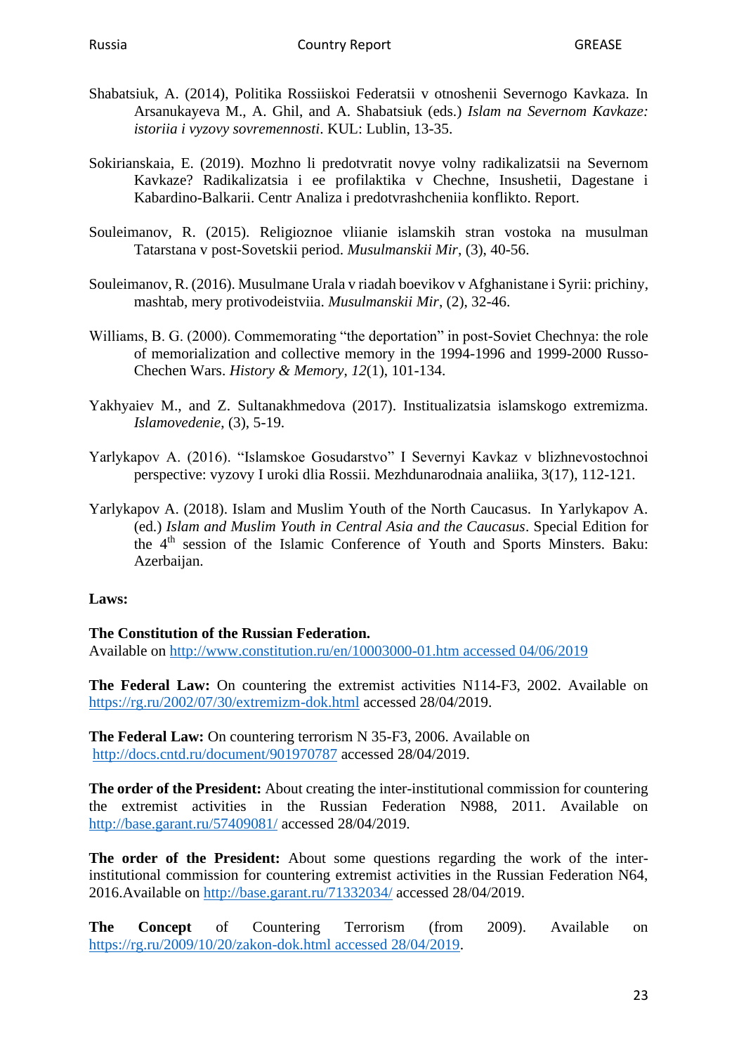Shabatsiuk, A. (2014), Politika Rossiiskoi Federatsii v otnoshenii Severnogo Kavkaza. In Arsanukayeva M., A. Ghil, and A. Shabatsiuk (eds.) *Islam na Severnom Kavkaze: istoriia i vyzovy sovremennosti*. KUL: Lublin, 13-35.

Sokirianskaia, E. (2019). Mozhno li predotvratit novye volny radikalizatsii na Severnom Kavkaze? Radikalizatsia i ee profilaktika v Chechne, Insushetii, Dagestane i Kabardino-Balkarii. Centr Analiza i predotvrashcheniia konflikto. Report.

Souleimanov, R. (2015). Religioznoe vliianie islamskih stran vostoka na musulman Tatarstana v post-Sovetskii period. *Musulmanskii Mir*, (3), 40-56.

Souleimanov, R. (2016). Musulmane Urala v riadah boevikov v Afghanistane i Syrii: prichiny, mashtab, mery protivodeistviia. *Musulmanskii Mir*, (2), 32-46.

Williams, B. G. (2000). Commemorating "the deportation" in post-Soviet Chechnya: the role of memorialization and collective memory in the 1994-1996 and 1999-2000 Russo-Chechen Wars. *History & Memory*, *12*(1), 101-134.

Yakhyaiev M., and Z. Sultanakhmedova (2017). Institualizatsia islamskogo extremizma. *Islamovedenie*, (3), 5-19.

Yarlykapov A. (2016). "Islamskoe Gosudarstvo" I Severnyi Kavkaz v blizhnevostochnoi perspective: vyzovy I uroki dlia Rossii. Mezhdunarodnaia analiika, 3(17), 112-121.

Yarlykapov A. (2018). Islam and Muslim Youth of the North Caucasus. In Yarlykapov A. (ed.) *Islam and Muslim Youth in Central Asia and the Caucasus*. Special Edition for the 4th session of the Islamic Conference of Youth and Sports Minsters. Baku: Azerbaijan.

**Laws:**

**The Constitution of the Russian Federation.**
Available on http://www.constitution.ru/en/10003000-01.htm accessed 04/06/2019

**The Federal Law:** On countering the extremist activities N114-F3, 2002. Available on https://rg.ru/2002/07/30/extremizm-dok.html accessed 28/04/2019.

**The Federal Law:** On countering terrorism N 35-F3, 2006. Available on http://docs.cntd.ru/document/901970787 accessed 28/04/2019.

**The order of the President:** About creating the inter-institutional commission for countering the extremist activities in the Russian Federation N988, 2011. Available on http://base.garant.ru/57409081/ accessed 28/04/2019.

**The order of the President:** About some questions regarding the work of the inter-institutional commission for countering extremist activities in the Russian Federation N64, 2016.Available on http://base.garant.ru/71332034/ accessed 28/04/2019.

**The Concept** of Countering Terrorism (from 2009). Available on https://rg.ru/2009/10/20/zakon-dok.html accessed 28/04/2019.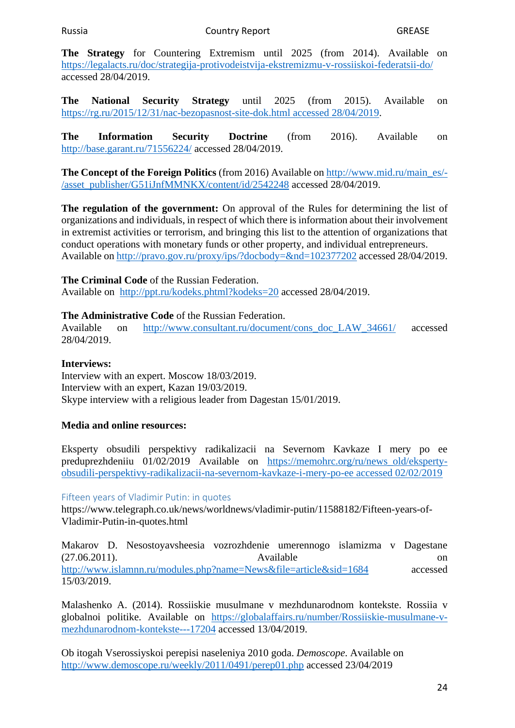**The Strategy** for Countering Extremism until 2025 (from 2014). Available on https://legalacts.ru/doc/strategija-protivodeistvija-ekstremizmu-v-rossiiskoi-federatsii-do/ accessed 28/04/2019.

**The National Security Strategy** until 2025 (from 2015). Available on https://rg.ru/2015/12/31/nac-bezopasnost-site-dok.html accessed 28/04/2019.

**The Information Security Doctrine** (from 2016). Available on http://base.garant.ru/71556224/ accessed 28/04/2019.

**The Concept of the Foreign Politics** (from 2016) Available on http://www.mid.ru/main_es/-/asset_publisher/G51iJnfMMNKX/content/id/2542248 accessed 28/04/2019.

**The regulation of the government:** On approval of the Rules for determining the list of organizations and individuals, in respect of which there is information about their involvement in extremist activities or terrorism, and bringing this list to the attention of organizations that conduct operations with monetary funds or other property, and individual entrepreneurs. Available on http://pravo.gov.ru/proxy/ips/?docbody=&nd=102377202 accessed 28/04/2019.

**The Criminal Code** of the Russian Federation.
Available on http://ppt.ru/kodeks.phtml?kodeks=20 accessed 28/04/2019.

**The Administrative Code** of the Russian Federation.
Available on http://www.consultant.ru/document/cons_doc_LAW_34661/ accessed 28/04/2019.

**Interviews:**
Interview with an expert. Moscow 18/03/2019.
Interview with an expert, Kazan 19/03/2019.
Skype interview with a religious leader from Dagestan 15/01/2019.

**Media and online resources:**

Eksperty obsudili perspektivy radikalizacii na Severnom Kavkaze I mery po ee preduprezhdeniiu 01/02/2019 Available on https://memohrc.org/ru/news_old/eksperty-obsudili-perspektivy-radikalizacii-na-severnom-kavkaze-i-mery-po-ee accessed 02/02/2019

Fifteen years of Vladimir Putin: in quotes
https://www.telegraph.co.uk/news/worldnews/vladimir-putin/11588182/Fifteen-years-of-Vladimir-Putin-in-quotes.html

Makarov D. Nesostoyavsheesia vozrozhdenie umerennogo islamizma v Dagestane (27.06.2011). Available on http://www.islamnn.ru/modules.php?name=News&file=article&sid=1684 accessed 15/03/2019.

Malashenko A. (2014). Rossiiskie musulmane v mezhdunarodnom kontekste. Rossiia v globalnoi politike. Available on https://globalaffairs.ru/number/Rossiiskie-musulmane-v-mezhdunarodnom-kontekste---17204 accessed 13/04/2019.

Ob itogah Vserossiyskoi perepisi naseleniya 2010 goda. *Demoscope*. Available on http://www.demoscope.ru/weekly/2011/0491/perep01.php accessed 23/04/2019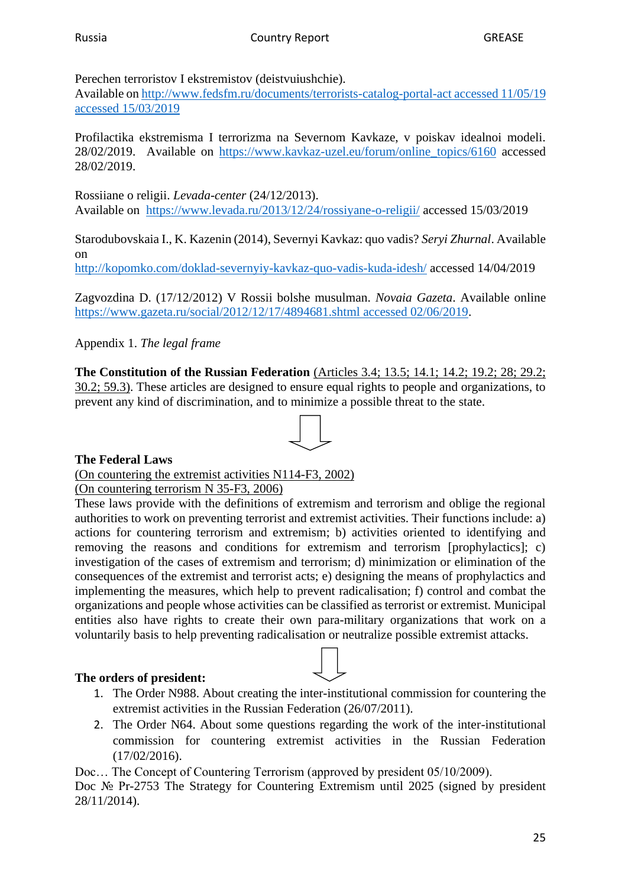Perechen terroristov I ekstremistov (deistvuiushchie).
Available on http://www.fedsfm.ru/documents/terrorists-catalog-portal-act accessed 11/05/19 accessed 15/03/2019

Profilactika ekstremisma I terrorizma na Severnom Kavkaze, v poiskav idealnoi modeli. 28/02/2019. Available on https://www.kavkaz-uzel.eu/forum/online_topics/6160 accessed 28/02/2019.

Rossiiane o religii. *Levada-center* (24/12/2013).
Available on https://www.levada.ru/2013/12/24/rossiyane-o-religii/ accessed 15/03/2019

Starodubovskaia I., K. Kazenin (2014), Severnyi Kavkaz: quo vadis? *Seryi Zhurnal*. Available on
http://kopomko.com/doklad-severnyiy-kavkaz-quo-vadis-kuda-idesh/ accessed 14/04/2019

Zagvozdina D. (17/12/2012) V Rossii bolshe musulman. *Novaia Gazeta*. Available online https://www.gazeta.ru/social/2012/12/17/4894681.shtml accessed 02/06/2019.

Appendix 1. *The legal frame*

**The Constitution of the Russian Federation** (Articles 3.4; 13.5; 14.1; 14.2; 19.2; 28; 29.2; 30.2; 59.3). These articles are designed to ensure equal rights to people and organizations, to prevent any kind of discrimination, and to minimize a possible threat to the state.

⇩

**The Federal Laws**
(On countering the extremist activities N114-F3, 2002)
(On countering terrorism N 35-F3, 2006)
These laws provide with the definitions of extremism and terrorism and oblige the regional authorities to work on preventing terrorist and extremist activities. Their functions include: a) actions for countering terrorism and extremism; b) activities oriented to identifying and removing the reasons and conditions for extremism and terrorism [prophylactics]; c) investigation of the cases of extremism and terrorism; d) minimization or elimination of the consequences of the extremist and terrorist acts; e) designing the means of prophylactics and implementing the measures, which help to prevent radicalisation; f) control and combat the organizations and people whose activities can be classified as terrorist or extremist. Municipal entities also have rights to create their own para-military organizations that work on a voluntarily basis to help preventing radicalisation or neutralize possible extremist attacks.

⇩

**The orders of president:**

1. The Order N988. About creating the inter-institutional commission for countering the extremist activities in the Russian Federation (26/07/2011).
2. The Order N64. About some questions regarding the work of the inter-institutional commission for countering extremist activities in the Russian Federation (17/02/2016).

Doc… The Concept of Countering Terrorism (approved by president 05/10/2009).
Doc № Pr-2753 The Strategy for Countering Extremism until 2025 (signed by president 28/11/2014).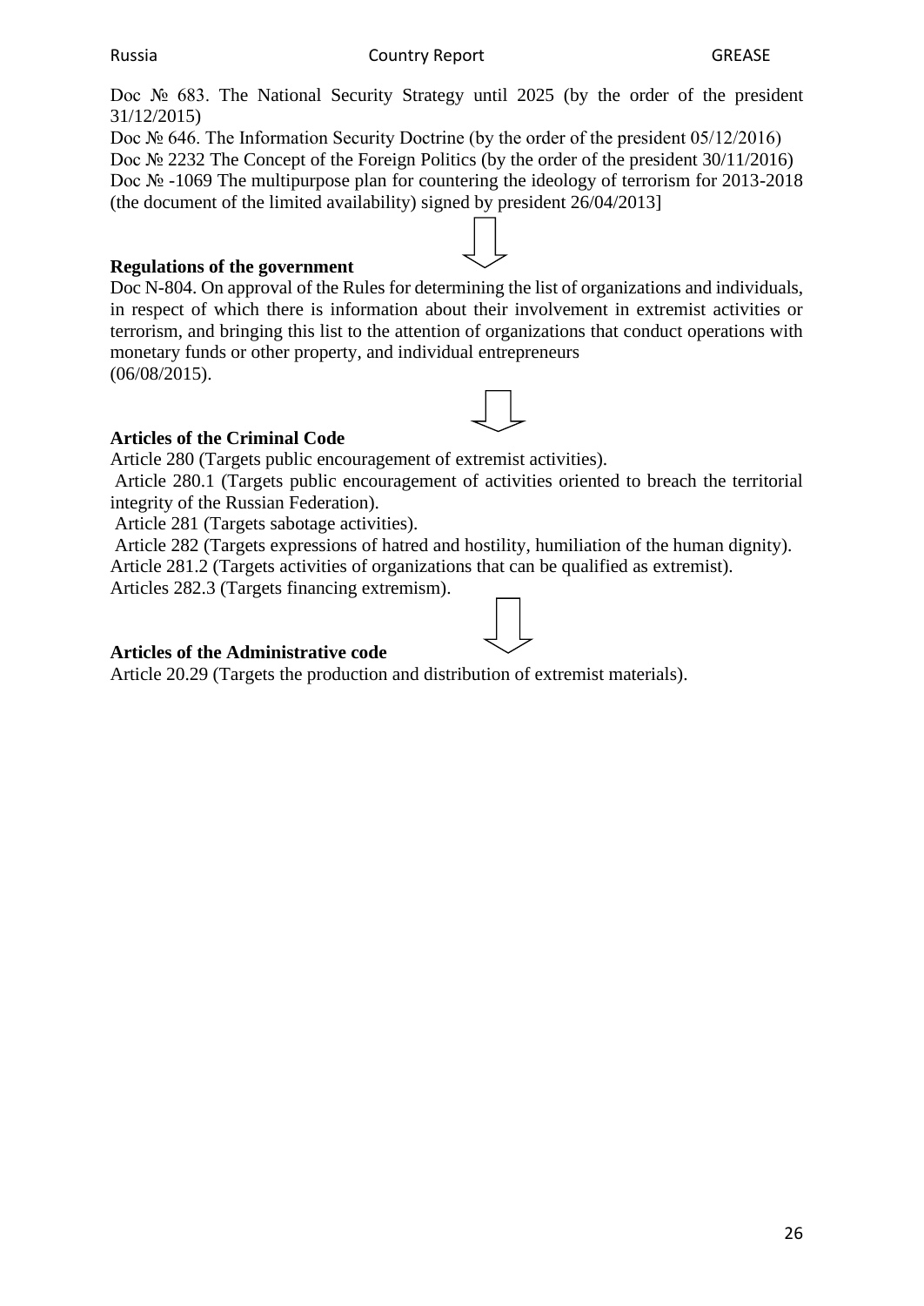Doc № 683. The National Security Strategy until 2025 (by the order of the president 31/12/2015)

Doc № 646. The Information Security Doctrine (by the order of the president 05/12/2016)

Doc № 2232 The Concept of the Foreign Politics (by the order of the president 30/11/2016)

Doc № -1069 The multipurpose plan for countering the ideology of terrorism for 2013-2018 (the document of the limited availability) signed by president 26/04/2013]

**Regulations of the government**

Doc N-804. On approval of the Rules for determining the list of organizations and individuals, in respect of which there is information about their involvement in extremist activities or terrorism, and bringing this list to the attention of organizations that conduct operations with monetary funds or other property, and individual entrepreneurs (06/08/2015).

**Articles of the Criminal Code**

Article 280 (Targets public encouragement of extremist activities).

Article 280.1 (Targets public encouragement of activities oriented to breach the territorial integrity of the Russian Federation).

Article 281 (Targets sabotage activities).

Article 282 (Targets expressions of hatred and hostility, humiliation of the human dignity).

Article 281.2 (Targets activities of organizations that can be qualified as extremist).

Articles 282.3 (Targets financing extremism).

**Articles of the Administrative code**

Article 20.29 (Targets the production and distribution of extremist materials).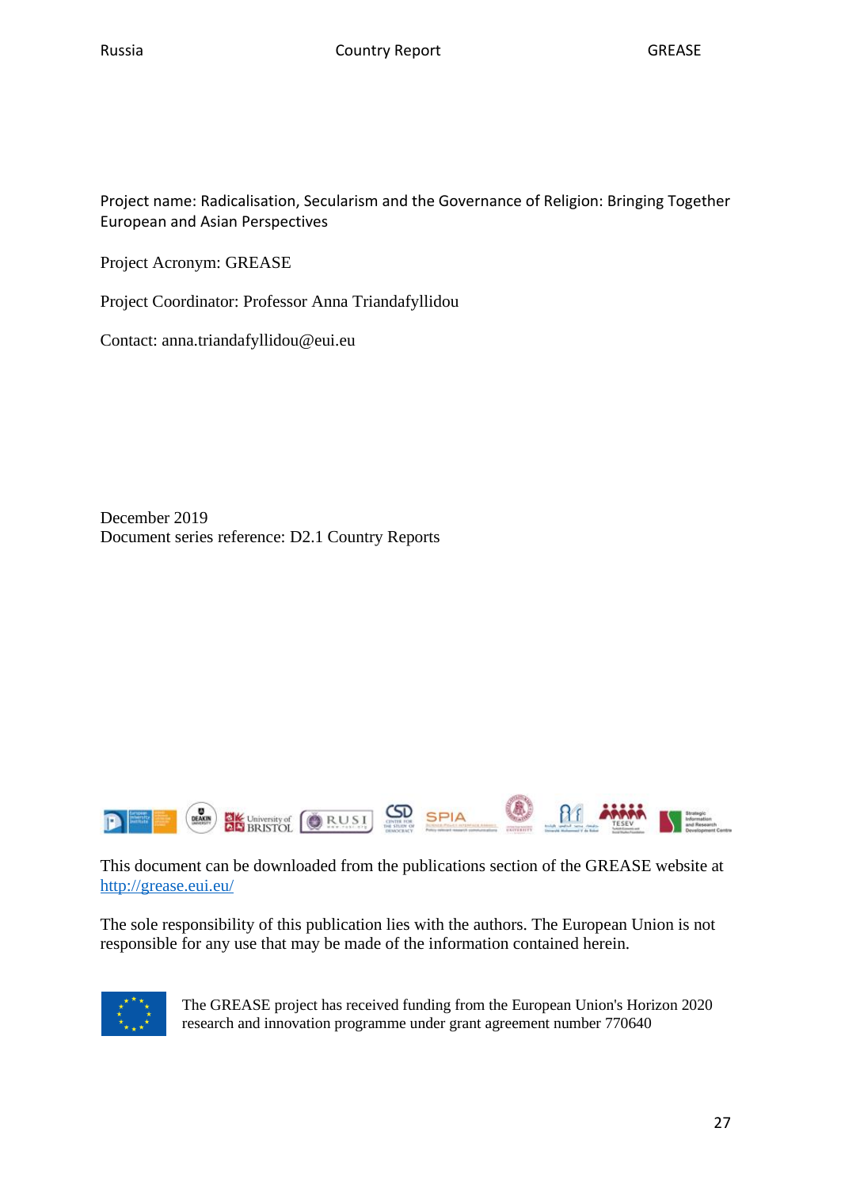Project name: Radicalisation, Secularism and the Governance of Religion: Bringing Together European and Asian Perspectives

Project Acronym: GREASE

Project Coordinator: Professor Anna Triandafyllidou

Contact: anna.triandafyllidou@eui.eu

December 2019
Document series reference: D2.1 Country Reports

This document can be downloaded from the publications section of the GREASE website at http://grease.eui.eu/

The sole responsibility of this publication lies with the authors. The European Union is not responsible for any use that may be made of the information contained herein.

The GREASE project has received funding from the European Union's Horizon 2020 research and innovation programme under grant agreement number 770640